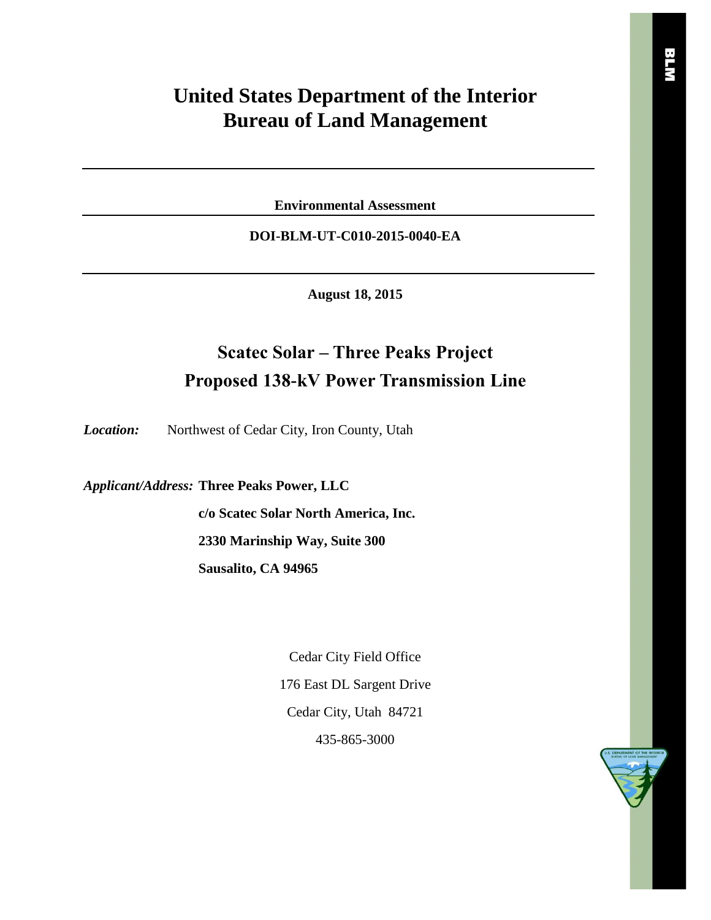# United States Department of the Interior
# Bureau of Land Management

---

**Environmental Assessment**

---

**DOI-BLM-UT-C010-2015-0040-EA**

---

**August 18, 2015**

## Scatec Solar – Three Peaks Project
## Proposed 138-kV Power Transmission Line

***Location:*** Northwest of Cedar City, Iron County, Utah

***Applicant/Address:*** **Three Peaks Power, LLC**

**c/o Scatec Solar North America, Inc.**

**2330 Marinship Way, Suite 300**

**Sausalito, CA 94965**

Cedar City Field Office

176 East DL Sargent Drive

Cedar City, Utah 84721

435-865-3000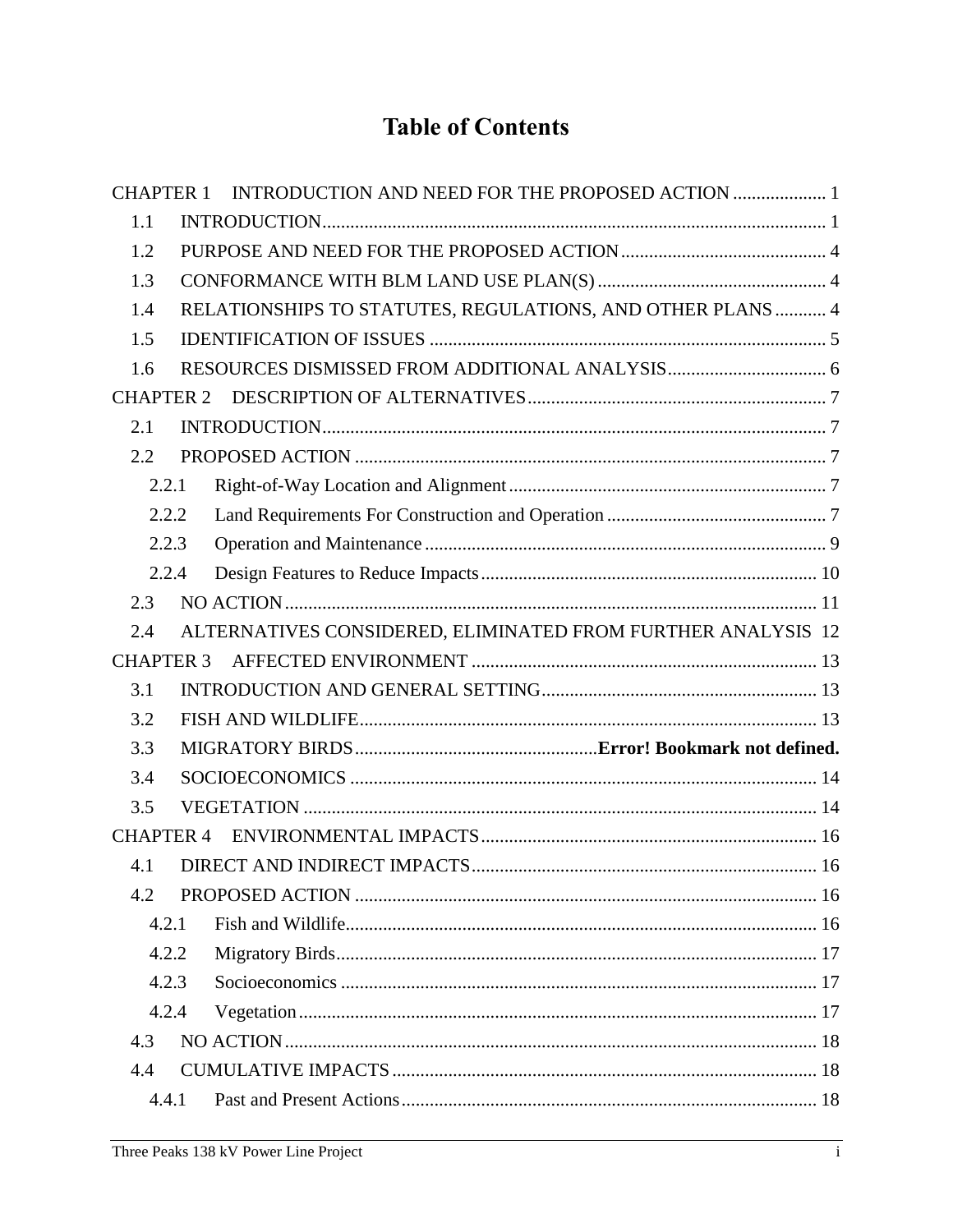# Table of Contents

CHAPTER 1 INTRODUCTION AND NEED FOR THE PROPOSED ACTION .................... 1
- 1.1 INTRODUCTION........................................................................................................ 1
- 1.2 PURPOSE AND NEED FOR THE PROPOSED ACTION............................................ 4
- 1.3 CONFORMANCE WITH BLM LAND USE PLAN(S) ................................................. 4
- 1.4 RELATIONSHIPS TO STATUTES, REGULATIONS, AND OTHER PLANS ........... 4
- 1.5 IDENTIFICATION OF ISSUES .................................................................................... 5
- 1.6 RESOURCES DISMISSED FROM ADDITIONAL ANALYSIS.................................. 6

CHAPTER 2 DESCRIPTION OF ALTERNATIVES................................................................ 7
- 2.1 INTRODUCTION........................................................................................................ 7
- 2.2 PROPOSED ACTION .................................................................................................. 7
  - 2.2.1 Right-of-Way Location and Alignment.................................................................... 7
  - 2.2.2 Land Requirements For Construction and Operation ............................................... 7
  - 2.2.3 Operation and Maintenance ...................................................................................... 9
  - 2.2.4 Design Features to Reduce Impacts........................................................................ 10
- 2.3 NO ACTION .............................................................................................................. 11
- 2.4 ALTERNATIVES CONSIDERED, ELIMINATED FROM FURTHER ANALYSIS 12

CHAPTER 3 AFFECTED ENVIRONMENT .......................................................................... 13
- 3.1 INTRODUCTION AND GENERAL SETTING........................................................... 13
- 3.2 FISH AND WILDLIFE................................................................................................ 13
- 3.3 MIGRATORY BIRDS...................................................**Error! Bookmark not defined.**
- 3.4 SOCIOECONOMICS .................................................................................................. 14
- 3.5 VEGETATION ............................................................................................................ 14

CHAPTER 4 ENVIRONMENTAL IMPACTS........................................................................ 16
- 4.1 DIRECT AND INDIRECT IMPACTS.......................................................................... 16
- 4.2 PROPOSED ACTION .................................................................................................. 16
  - 4.2.1 Fish and Wildlife..................................................................................................... 16
  - 4.2.2 Migratory Birds....................................................................................................... 17
  - 4.2.3 Socioeconomics ...................................................................................................... 17
  - 4.2.4 Vegetation............................................................................................................... 17
- 4.3 NO ACTION ................................................................................................................ 18
- 4.4 CUMULATIVE IMPACTS.......................................................................................... 18
  - 4.4.1 Past and Present Actions......................................................................................... 18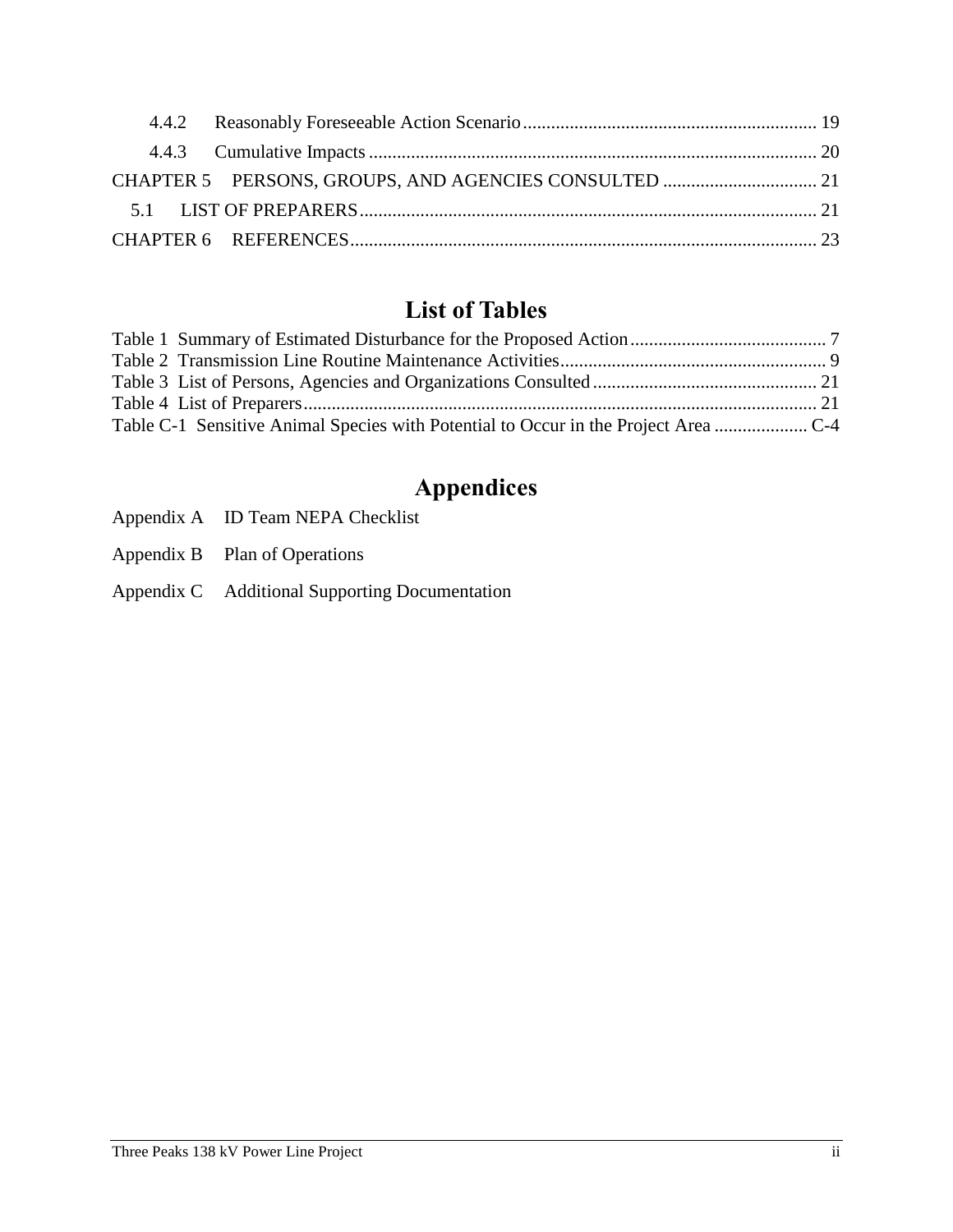4.4.2 Reasonably Foreseeable Action Scenario .... 19

4.4.3 Cumulative Impacts .... 20

CHAPTER 5 PERSONS, GROUPS, AND AGENCIES CONSULTED .... 21

5.1 LIST OF PREPARERS .... 21

CHAPTER 6 REFERENCES .... 23

## List of Tables

Table 1 Summary of Estimated Disturbance for the Proposed Action .... 7

Table 2 Transmission Line Routine Maintenance Activities .... 9

Table 3 List of Persons, Agencies and Organizations Consulted .... 21

Table 4 List of Preparers .... 21

Table C-1 Sensitive Animal Species with Potential to Occur in the Project Area .... C-4

## Appendices

Appendix A ID Team NEPA Checklist

Appendix B Plan of Operations

Appendix C Additional Supporting Documentation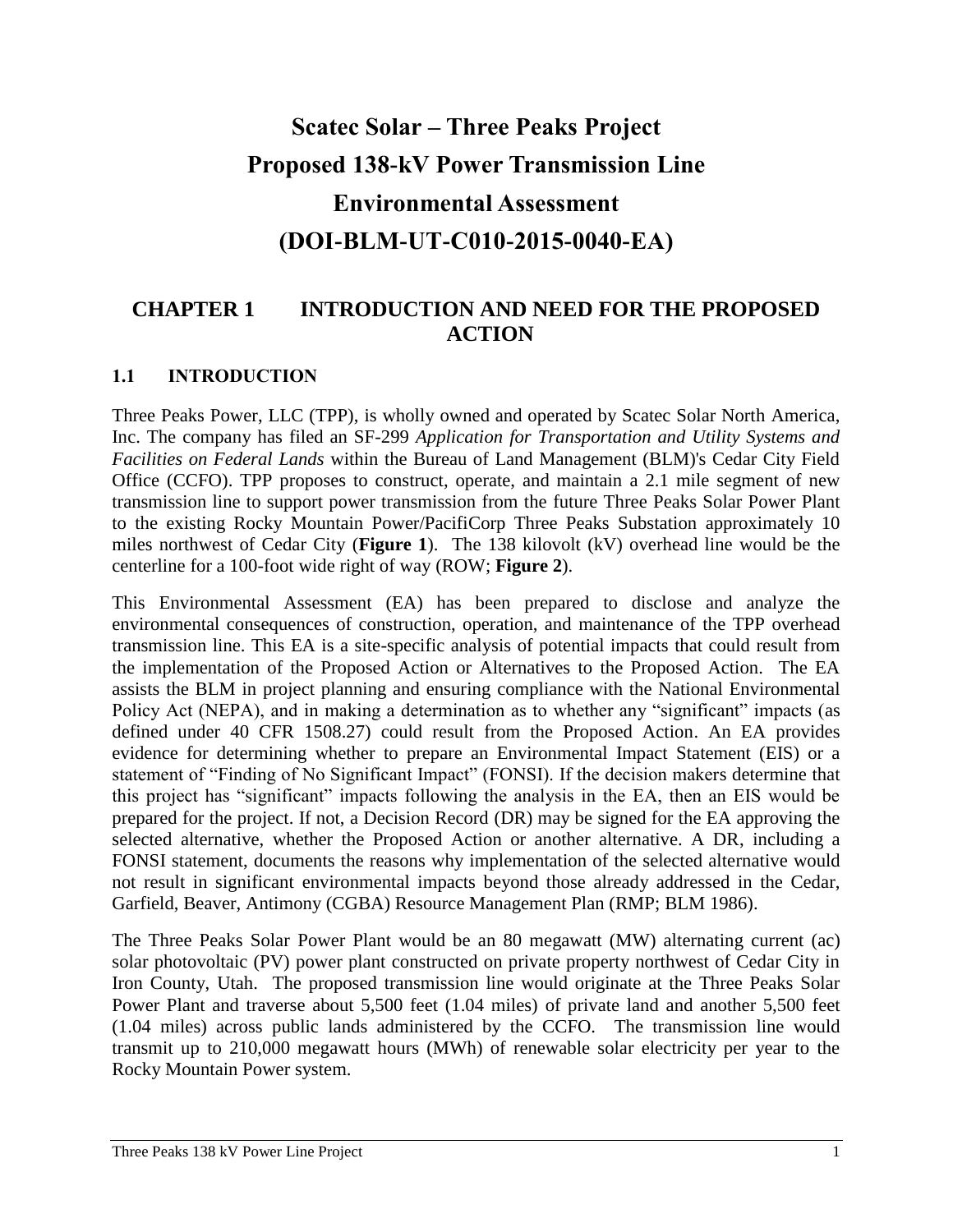# Scatec Solar – Three Peaks Project
# Proposed 138-kV Power Transmission Line
# Environmental Assessment
# (DOI-BLM-UT-C010-2015-0040-EA)

## CHAPTER 1 INTRODUCTION AND NEED FOR THE PROPOSED ACTION

### 1.1 INTRODUCTION

Three Peaks Power, LLC (TPP), is wholly owned and operated by Scatec Solar North America, Inc. The company has filed an SF-299 *Application for Transportation and Utility Systems and Facilities on Federal Lands* within the Bureau of Land Management (BLM)'s Cedar City Field Office (CCFO). TPP proposes to construct, operate, and maintain a 2.1 mile segment of new transmission line to support power transmission from the future Three Peaks Solar Power Plant to the existing Rocky Mountain Power/PacifiCorp Three Peaks Substation approximately 10 miles northwest of Cedar City (**Figure 1**). The 138 kilovolt (kV) overhead line would be the centerline for a 100-foot wide right of way (ROW; **Figure 2**).

This Environmental Assessment (EA) has been prepared to disclose and analyze the environmental consequences of construction, operation, and maintenance of the TPP overhead transmission line. This EA is a site-specific analysis of potential impacts that could result from the implementation of the Proposed Action or Alternatives to the Proposed Action. The EA assists the BLM in project planning and ensuring compliance with the National Environmental Policy Act (NEPA), and in making a determination as to whether any "significant" impacts (as defined under 40 CFR 1508.27) could result from the Proposed Action. An EA provides evidence for determining whether to prepare an Environmental Impact Statement (EIS) or a statement of "Finding of No Significant Impact" (FONSI). If the decision makers determine that this project has "significant" impacts following the analysis in the EA, then an EIS would be prepared for the project. If not, a Decision Record (DR) may be signed for the EA approving the selected alternative, whether the Proposed Action or another alternative. A DR, including a FONSI statement, documents the reasons why implementation of the selected alternative would not result in significant environmental impacts beyond those already addressed in the Cedar, Garfield, Beaver, Antimony (CGBA) Resource Management Plan (RMP; BLM 1986).

The Three Peaks Solar Power Plant would be an 80 megawatt (MW) alternating current (ac) solar photovoltaic (PV) power plant constructed on private property northwest of Cedar City in Iron County, Utah. The proposed transmission line would originate at the Three Peaks Solar Power Plant and traverse about 5,500 feet (1.04 miles) of private land and another 5,500 feet (1.04 miles) across public lands administered by the CCFO. The transmission line would transmit up to 210,000 megawatt hours (MWh) of renewable solar electricity per year to the Rocky Mountain Power system.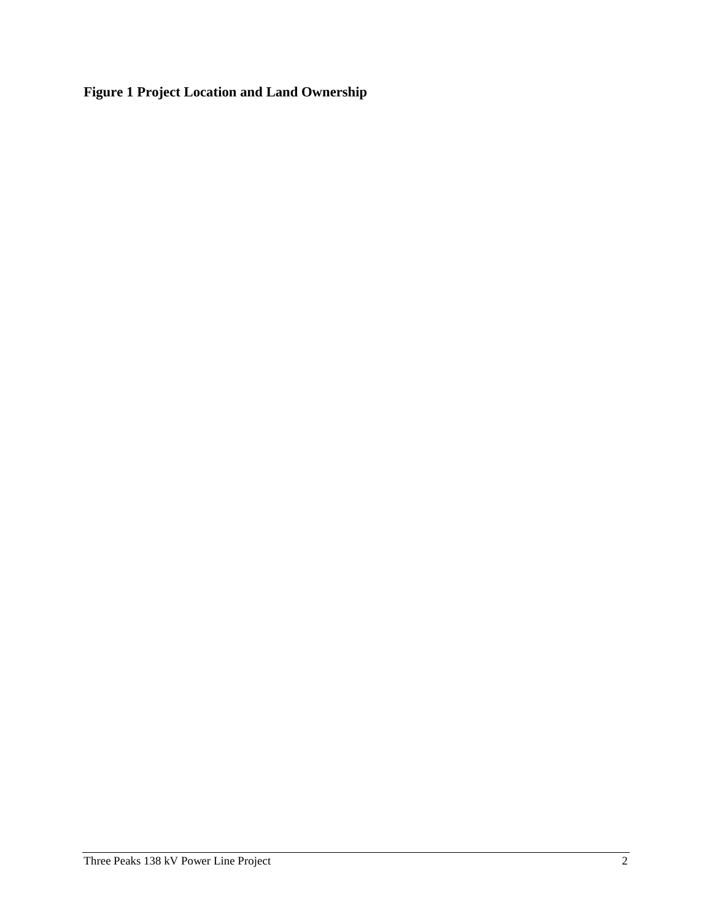**Figure 1 Project Location and Land Ownership**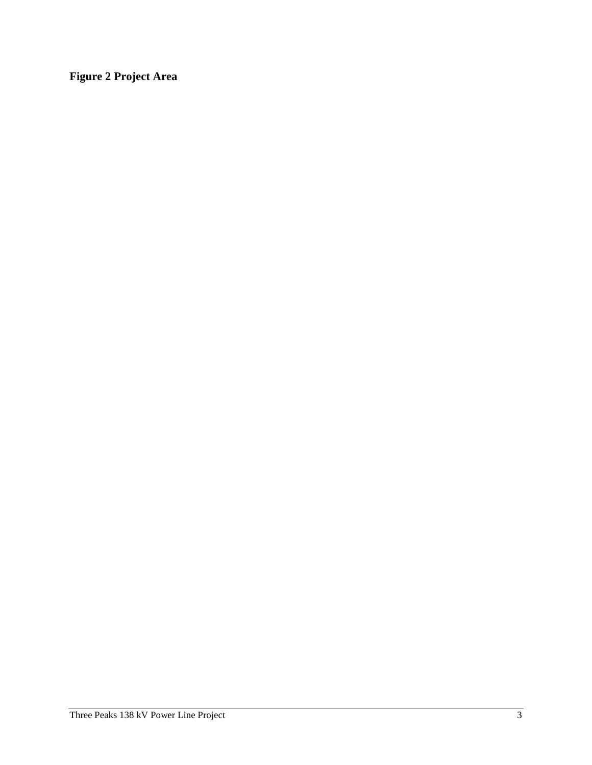**Figure 2 Project Area**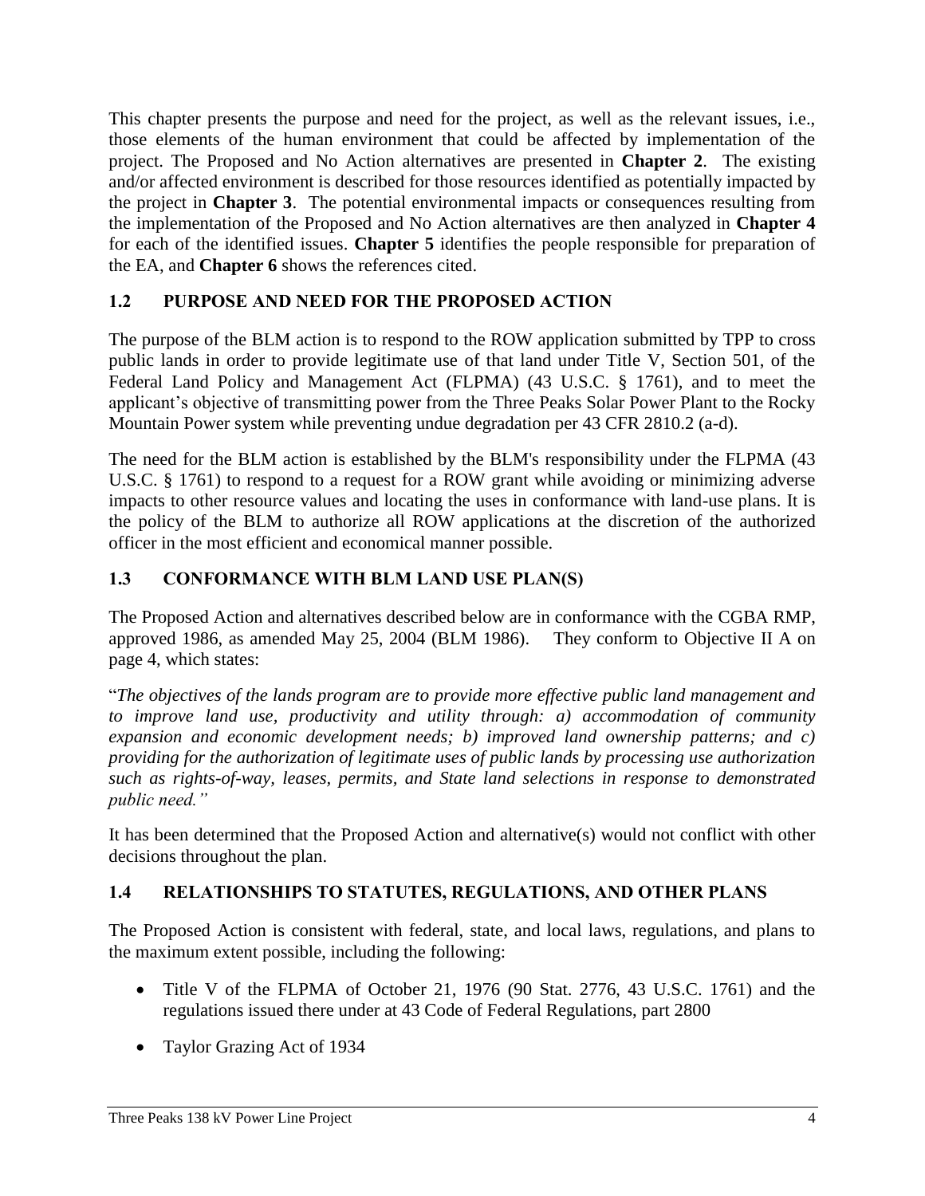This chapter presents the purpose and need for the project, as well as the relevant issues, i.e., those elements of the human environment that could be affected by implementation of the project. The Proposed and No Action alternatives are presented in **Chapter 2**. The existing and/or affected environment is described for those resources identified as potentially impacted by the project in **Chapter 3**. The potential environmental impacts or consequences resulting from the implementation of the Proposed and No Action alternatives are then analyzed in **Chapter 4** for each of the identified issues. **Chapter 5** identifies the people responsible for preparation of the EA, and **Chapter 6** shows the references cited.

## 1.2 PURPOSE AND NEED FOR THE PROPOSED ACTION

The purpose of the BLM action is to respond to the ROW application submitted by TPP to cross public lands in order to provide legitimate use of that land under Title V, Section 501, of the Federal Land Policy and Management Act (FLPMA) (43 U.S.C. § 1761), and to meet the applicant's objective of transmitting power from the Three Peaks Solar Power Plant to the Rocky Mountain Power system while preventing undue degradation per 43 CFR 2810.2 (a-d).

The need for the BLM action is established by the BLM's responsibility under the FLPMA (43 U.S.C. § 1761) to respond to a request for a ROW grant while avoiding or minimizing adverse impacts to other resource values and locating the uses in conformance with land-use plans. It is the policy of the BLM to authorize all ROW applications at the discretion of the authorized officer in the most efficient and economical manner possible.

## 1.3 CONFORMANCE WITH BLM LAND USE PLAN(S)

The Proposed Action and alternatives described below are in conformance with the CGBA RMP, approved 1986, as amended May 25, 2004 (BLM 1986). They conform to Objective II A on page 4, which states:

"*The objectives of the lands program are to provide more effective public land management and to improve land use, productivity and utility through: a) accommodation of community expansion and economic development needs; b) improved land ownership patterns; and c) providing for the authorization of legitimate uses of public lands by processing use authorization such as rights-of-way, leases, permits, and State land selections in response to demonstrated public need.*"

It has been determined that the Proposed Action and alternative(s) would not conflict with other decisions throughout the plan.

## 1.4 RELATIONSHIPS TO STATUTES, REGULATIONS, AND OTHER PLANS

The Proposed Action is consistent with federal, state, and local laws, regulations, and plans to the maximum extent possible, including the following:

- Title V of the FLPMA of October 21, 1976 (90 Stat. 2776, 43 U.S.C. 1761) and the regulations issued there under at 43 Code of Federal Regulations, part 2800
- Taylor Grazing Act of 1934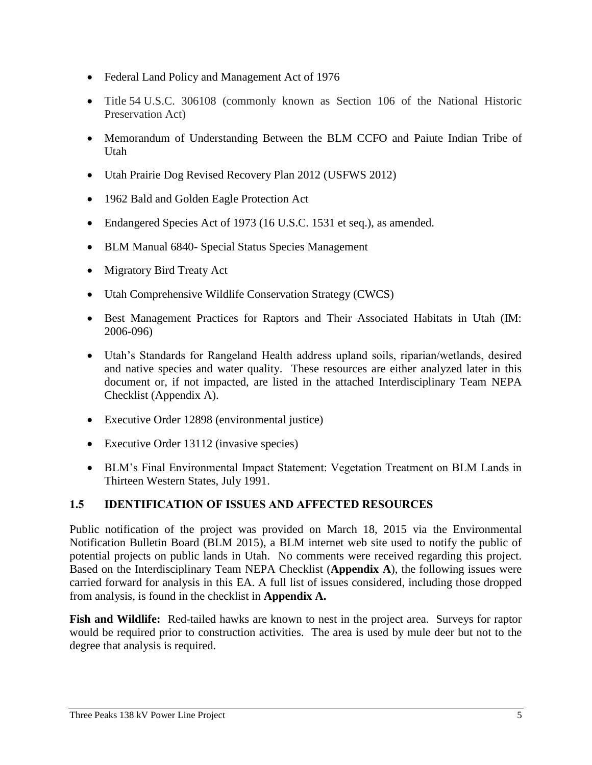- Federal Land Policy and Management Act of 1976
- Title 54 U.S.C. 306108 (commonly known as Section 106 of the National Historic Preservation Act)
- Memorandum of Understanding Between the BLM CCFO and Paiute Indian Tribe of Utah
- Utah Prairie Dog Revised Recovery Plan 2012 (USFWS 2012)
- 1962 Bald and Golden Eagle Protection Act
- Endangered Species Act of 1973 (16 U.S.C. 1531 et seq.), as amended.
- BLM Manual 6840- Special Status Species Management
- Migratory Bird Treaty Act
- Utah Comprehensive Wildlife Conservation Strategy (CWCS)
- Best Management Practices for Raptors and Their Associated Habitats in Utah (IM: 2006-096)
- Utah's Standards for Rangeland Health address upland soils, riparian/wetlands, desired and native species and water quality. These resources are either analyzed later in this document or, if not impacted, are listed in the attached Interdisciplinary Team NEPA Checklist (Appendix A).
- Executive Order 12898 (environmental justice)
- Executive Order 13112 (invasive species)
- BLM's Final Environmental Impact Statement: Vegetation Treatment on BLM Lands in Thirteen Western States, July 1991.

## 1.5 IDENTIFICATION OF ISSUES AND AFFECTED RESOURCES

Public notification of the project was provided on March 18, 2015 via the Environmental Notification Bulletin Board (BLM 2015), a BLM internet web site used to notify the public of potential projects on public lands in Utah. No comments were received regarding this project. Based on the Interdisciplinary Team NEPA Checklist (**Appendix A**), the following issues were carried forward for analysis in this EA. A full list of issues considered, including those dropped from analysis, is found in the checklist in **Appendix A.**

**Fish and Wildlife:** Red-tailed hawks are known to nest in the project area. Surveys for raptor would be required prior to construction activities. The area is used by mule deer but not to the degree that analysis is required.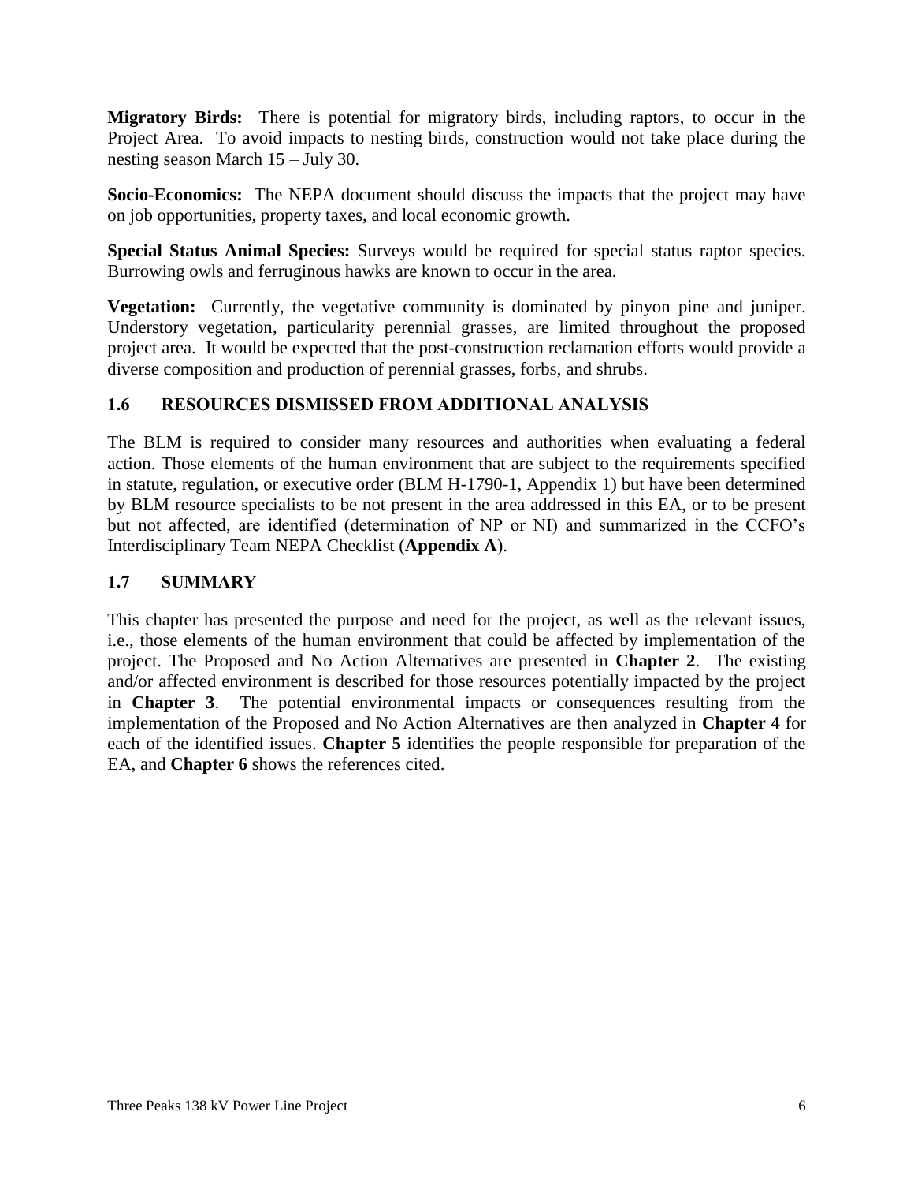**Migratory Birds:** There is potential for migratory birds, including raptors, to occur in the Project Area. To avoid impacts to nesting birds, construction would not take place during the nesting season March 15 – July 30.

**Socio-Economics:** The NEPA document should discuss the impacts that the project may have on job opportunities, property taxes, and local economic growth.

**Special Status Animal Species:** Surveys would be required for special status raptor species. Burrowing owls and ferruginous hawks are known to occur in the area.

**Vegetation:** Currently, the vegetative community is dominated by pinyon pine and juniper. Understory vegetation, particularity perennial grasses, are limited throughout the proposed project area. It would be expected that the post-construction reclamation efforts would provide a diverse composition and production of perennial grasses, forbs, and shrubs.

## 1.6 RESOURCES DISMISSED FROM ADDITIONAL ANALYSIS

The BLM is required to consider many resources and authorities when evaluating a federal action. Those elements of the human environment that are subject to the requirements specified in statute, regulation, or executive order (BLM H-1790-1, Appendix 1) but have been determined by BLM resource specialists to be not present in the area addressed in this EA, or to be present but not affected, are identified (determination of NP or NI) and summarized in the CCFO's Interdisciplinary Team NEPA Checklist (**Appendix A**).

## 1.7 SUMMARY

This chapter has presented the purpose and need for the project, as well as the relevant issues, i.e., those elements of the human environment that could be affected by implementation of the project. The Proposed and No Action Alternatives are presented in **Chapter 2**. The existing and/or affected environment is described for those resources potentially impacted by the project in **Chapter 3**. The potential environmental impacts or consequences resulting from the implementation of the Proposed and No Action Alternatives are then analyzed in **Chapter 4** for each of the identified issues. **Chapter 5** identifies the people responsible for preparation of the EA, and **Chapter 6** shows the references cited.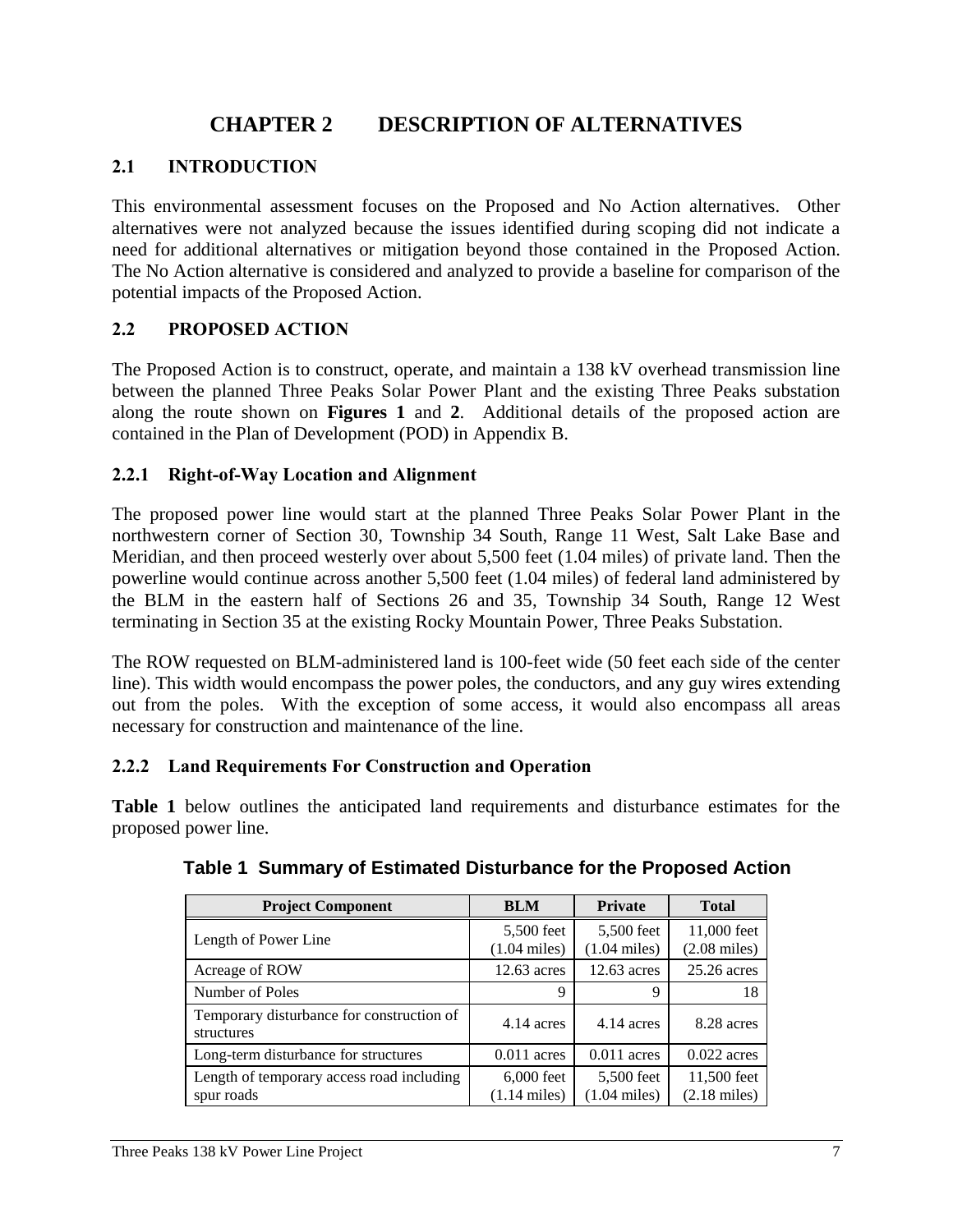# CHAPTER 2 DESCRIPTION OF ALTERNATIVES

## 2.1 INTRODUCTION

This environmental assessment focuses on the Proposed and No Action alternatives. Other alternatives were not analyzed because the issues identified during scoping did not indicate a need for additional alternatives or mitigation beyond those contained in the Proposed Action. The No Action alternative is considered and analyzed to provide a baseline for comparison of the potential impacts of the Proposed Action.

## 2.2 PROPOSED ACTION

The Proposed Action is to construct, operate, and maintain a 138 kV overhead transmission line between the planned Three Peaks Solar Power Plant and the existing Three Peaks substation along the route shown on **Figures 1** and **2**. Additional details of the proposed action are contained in the Plan of Development (POD) in Appendix B.

### 2.2.1 Right-of-Way Location and Alignment

The proposed power line would start at the planned Three Peaks Solar Power Plant in the northwestern corner of Section 30, Township 34 South, Range 11 West, Salt Lake Base and Meridian, and then proceed westerly over about 5,500 feet (1.04 miles) of private land. Then the powerline would continue across another 5,500 feet (1.04 miles) of federal land administered by the BLM in the eastern half of Sections 26 and 35, Township 34 South, Range 12 West terminating in Section 35 at the existing Rocky Mountain Power, Three Peaks Substation.

The ROW requested on BLM-administered land is 100-feet wide (50 feet each side of the center line). This width would encompass the power poles, the conductors, and any guy wires extending out from the poles. With the exception of some access, it would also encompass all areas necessary for construction and maintenance of the line.

### 2.2.2 Land Requirements For Construction and Operation

**Table 1** below outlines the anticipated land requirements and disturbance estimates for the proposed power line.

**Table 1 Summary of Estimated Disturbance for the Proposed Action**

| Project Component | BLM | Private | Total |
|---|---|---|---|
| Length of Power Line | 5,500 feet (1.04 miles) | 5,500 feet (1.04 miles) | 11,000 feet (2.08 miles) |
| Acreage of ROW | 12.63 acres | 12.63 acres | 25.26 acres |
| Number of Poles | 9 | 9 | 18 |
| Temporary disturbance for construction of structures | 4.14 acres | 4.14 acres | 8.28 acres |
| Long-term disturbance for structures | 0.011 acres | 0.011 acres | 0.022 acres |
| Length of temporary access road including spur roads | 6,000 feet (1.14 miles) | 5,500 feet (1.04 miles) | 11,500 feet (2.18 miles) |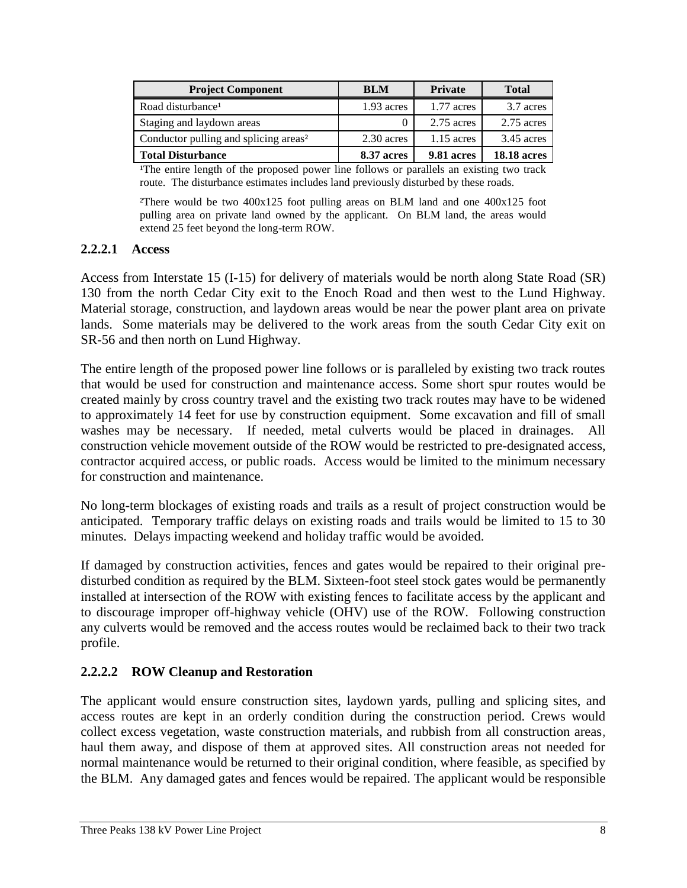| Project Component | BLM | Private | Total |
|---|---|---|---|
| Road disturbance[1] | 1.93 acres | 1.77 acres | 3.7 acres |
| Staging and laydown areas | 0 | 2.75 acres | 2.75 acres |
| Conductor pulling and splicing areas[2] | 2.30 acres | 1.15 acres | 3.45 acres |
| **Total Disturbance** | **8.37 acres** | **9.81 acres** | **18.18 acres** |

[1]The entire length of the proposed power line follows or parallels an existing two track route. The disturbance estimates includes land previously disturbed by these roads.

[2]There would be two 400x125 foot pulling areas on BLM land and one 400x125 foot pulling area on private land owned by the applicant. On BLM land, the areas would extend 25 feet beyond the long-term ROW.

### 2.2.2.1 Access

Access from Interstate 15 (I-15) for delivery of materials would be north along State Road (SR) 130 from the north Cedar City exit to the Enoch Road and then west to the Lund Highway. Material storage, construction, and laydown areas would be near the power plant area on private lands. Some materials may be delivered to the work areas from the south Cedar City exit on SR-56 and then north on Lund Highway.

The entire length of the proposed power line follows or is paralleled by existing two track routes that would be used for construction and maintenance access. Some short spur routes would be created mainly by cross country travel and the existing two track routes may have to be widened to approximately 14 feet for use by construction equipment. Some excavation and fill of small washes may be necessary. If needed, metal culverts would be placed in drainages. All construction vehicle movement outside of the ROW would be restricted to pre-designated access, contractor acquired access, or public roads. Access would be limited to the minimum necessary for construction and maintenance.

No long-term blockages of existing roads and trails as a result of project construction would be anticipated. Temporary traffic delays on existing roads and trails would be limited to 15 to 30 minutes. Delays impacting weekend and holiday traffic would be avoided.

If damaged by construction activities, fences and gates would be repaired to their original pre-disturbed condition as required by the BLM. Sixteen-foot steel stock gates would be permanently installed at intersection of the ROW with existing fences to facilitate access by the applicant and to discourage improper off-highway vehicle (OHV) use of the ROW. Following construction any culverts would be removed and the access routes would be reclaimed back to their two track profile.

### 2.2.2.2 ROW Cleanup and Restoration

The applicant would ensure construction sites, laydown yards, pulling and splicing sites, and access routes are kept in an orderly condition during the construction period. Crews would collect excess vegetation, waste construction materials, and rubbish from all construction areas, haul them away, and dispose of them at approved sites. All construction areas not needed for normal maintenance would be returned to their original condition, where feasible, as specified by the BLM. Any damaged gates and fences would be repaired. The applicant would be responsible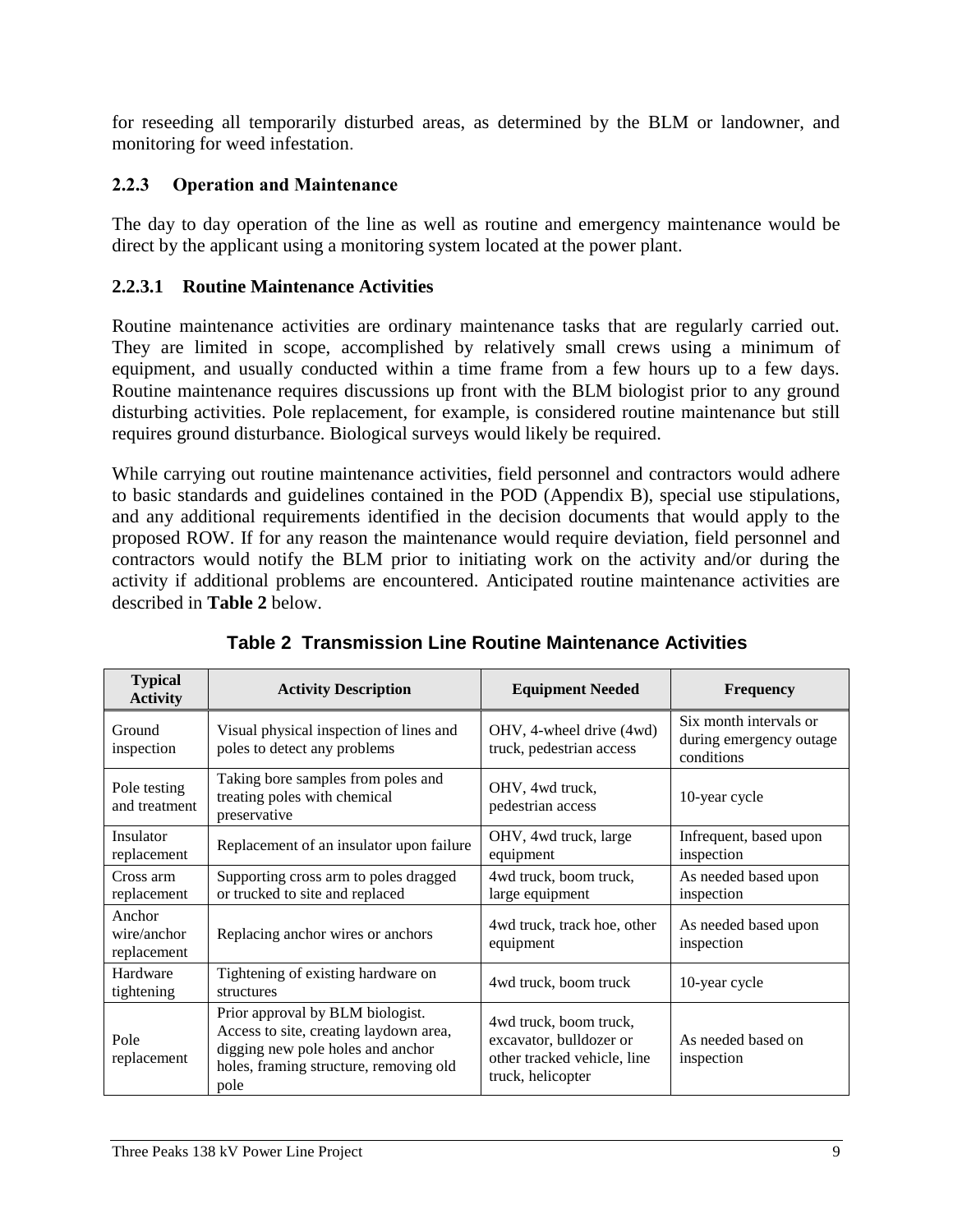for reseeding all temporarily disturbed areas, as determined by the BLM or landowner, and monitoring for weed infestation.

### 2.2.3 Operation and Maintenance

The day to day operation of the line as well as routine and emergency maintenance would be direct by the applicant using a monitoring system located at the power plant.

#### 2.2.3.1 Routine Maintenance Activities

Routine maintenance activities are ordinary maintenance tasks that are regularly carried out. They are limited in scope, accomplished by relatively small crews using a minimum of equipment, and usually conducted within a time frame from a few hours up to a few days. Routine maintenance requires discussions up front with the BLM biologist prior to any ground disturbing activities. Pole replacement, for example, is considered routine maintenance but still requires ground disturbance. Biological surveys would likely be required.

While carrying out routine maintenance activities, field personnel and contractors would adhere to basic standards and guidelines contained in the POD (Appendix B), special use stipulations, and any additional requirements identified in the decision documents that would apply to the proposed ROW. If for any reason the maintenance would require deviation, field personnel and contractors would notify the BLM prior to initiating work on the activity and/or during the activity if additional problems are encountered. Anticipated routine maintenance activities are described in **Table 2** below.

**Table 2 Transmission Line Routine Maintenance Activities**

| Typical Activity | Activity Description | Equipment Needed | Frequency |
|---|---|---|---|
| Ground inspection | Visual physical inspection of lines and poles to detect any problems | OHV, 4-wheel drive (4wd) truck, pedestrian access | Six month intervals or during emergency outage conditions |
| Pole testing and treatment | Taking bore samples from poles and treating poles with chemical preservative | OHV, 4wd truck, pedestrian access | 10-year cycle |
| Insulator replacement | Replacement of an insulator upon failure | OHV, 4wd truck, large equipment | Infrequent, based upon inspection |
| Cross arm replacement | Supporting cross arm to poles dragged or trucked to site and replaced | 4wd truck, boom truck, large equipment | As needed based upon inspection |
| Anchor wire/anchor replacement | Replacing anchor wires or anchors | 4wd truck, track hoe, other equipment | As needed based upon inspection |
| Hardware tightening | Tightening of existing hardware on structures | 4wd truck, boom truck | 10-year cycle |
| Pole replacement | Prior approval by BLM biologist. Access to site, creating laydown area, digging new pole holes and anchor holes, framing structure, removing old pole | 4wd truck, boom truck, excavator, bulldozer or other tracked vehicle, line truck, helicopter | As needed based on inspection |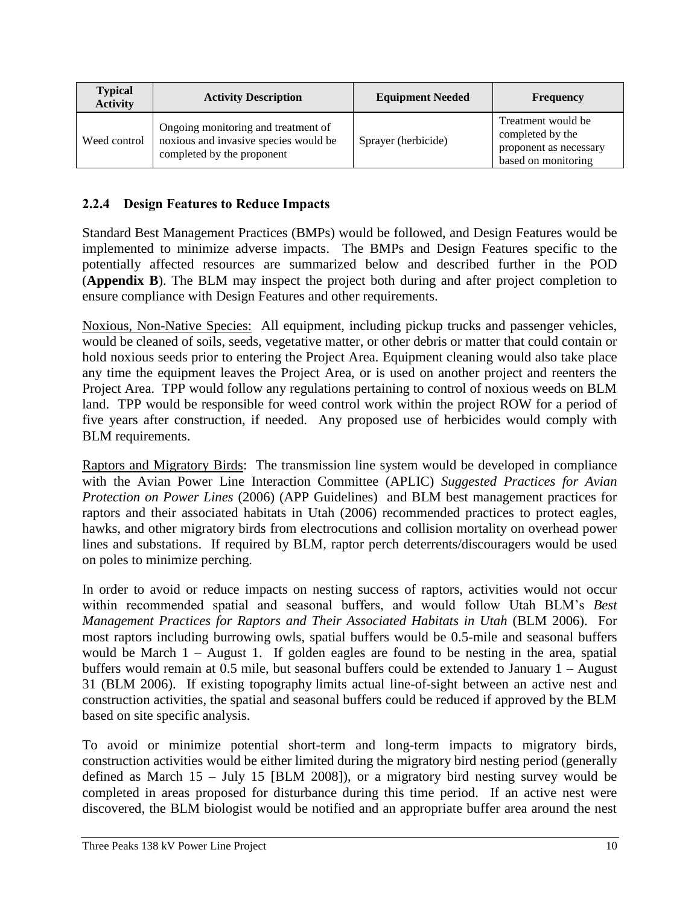| Typical Activity | Activity Description | Equipment Needed | Frequency |
|---|---|---|---|
| Weed control | Ongoing monitoring and treatment of noxious and invasive species would be completed by the proponent | Sprayer (herbicide) | Treatment would be completed by the proponent as necessary based on monitoring |

### 2.2.4 Design Features to Reduce Impacts

Standard Best Management Practices (BMPs) would be followed, and Design Features would be implemented to minimize adverse impacts. The BMPs and Design Features specific to the potentially affected resources are summarized below and described further in the POD (**Appendix B**). The BLM may inspect the project both during and after project completion to ensure compliance with Design Features and other requirements.

Noxious, Non-Native Species: All equipment, including pickup trucks and passenger vehicles, would be cleaned of soils, seeds, vegetative matter, or other debris or matter that could contain or hold noxious seeds prior to entering the Project Area. Equipment cleaning would also take place any time the equipment leaves the Project Area, or is used on another project and reenters the Project Area. TPP would follow any regulations pertaining to control of noxious weeds on BLM land. TPP would be responsible for weed control work within the project ROW for a period of five years after construction, if needed. Any proposed use of herbicides would comply with BLM requirements.

Raptors and Migratory Birds: The transmission line system would be developed in compliance with the Avian Power Line Interaction Committee (APLIC) *Suggested Practices for Avian Protection on Power Lines* (2006) (APP Guidelines) and BLM best management practices for raptors and their associated habitats in Utah (2006) recommended practices to protect eagles, hawks, and other migratory birds from electrocutions and collision mortality on overhead power lines and substations. If required by BLM, raptor perch deterrents/discouragers would be used on poles to minimize perching.

In order to avoid or reduce impacts on nesting success of raptors, activities would not occur within recommended spatial and seasonal buffers, and would follow Utah BLM's *Best Management Practices for Raptors and Their Associated Habitats in Utah* (BLM 2006). For most raptors including burrowing owls, spatial buffers would be 0.5-mile and seasonal buffers would be March 1 – August 1. If golden eagles are found to be nesting in the area, spatial buffers would remain at 0.5 mile, but seasonal buffers could be extended to January 1 – August 31 (BLM 2006). If existing topography limits actual line-of-sight between an active nest and construction activities, the spatial and seasonal buffers could be reduced if approved by the BLM based on site specific analysis.

To avoid or minimize potential short-term and long-term impacts to migratory birds, construction activities would be either limited during the migratory bird nesting period (generally defined as March 15 – July 15 [BLM 2008]), or a migratory bird nesting survey would be completed in areas proposed for disturbance during this time period. If an active nest were discovered, the BLM biologist would be notified and an appropriate buffer area around the nest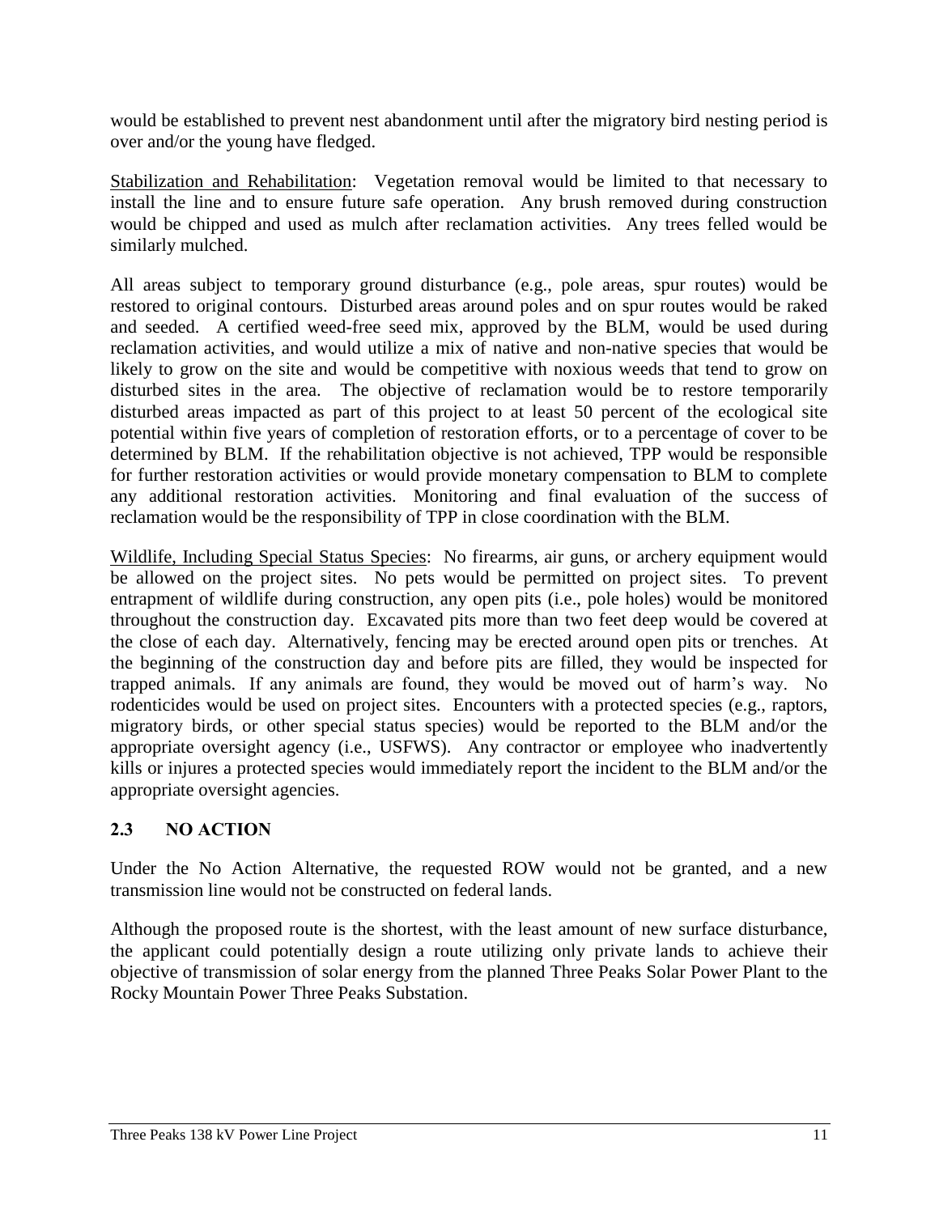would be established to prevent nest abandonment until after the migratory bird nesting period is over and/or the young have fledged.

Stabilization and Rehabilitation: Vegetation removal would be limited to that necessary to install the line and to ensure future safe operation. Any brush removed during construction would be chipped and used as mulch after reclamation activities. Any trees felled would be similarly mulched.

All areas subject to temporary ground disturbance (e.g., pole areas, spur routes) would be restored to original contours. Disturbed areas around poles and on spur routes would be raked and seeded. A certified weed-free seed mix, approved by the BLM, would be used during reclamation activities, and would utilize a mix of native and non-native species that would be likely to grow on the site and would be competitive with noxious weeds that tend to grow on disturbed sites in the area. The objective of reclamation would be to restore temporarily disturbed areas impacted as part of this project to at least 50 percent of the ecological site potential within five years of completion of restoration efforts, or to a percentage of cover to be determined by BLM. If the rehabilitation objective is not achieved, TPP would be responsible for further restoration activities or would provide monetary compensation to BLM to complete any additional restoration activities. Monitoring and final evaluation of the success of reclamation would be the responsibility of TPP in close coordination with the BLM.

Wildlife, Including Special Status Species: No firearms, air guns, or archery equipment would be allowed on the project sites. No pets would be permitted on project sites. To prevent entrapment of wildlife during construction, any open pits (i.e., pole holes) would be monitored throughout the construction day. Excavated pits more than two feet deep would be covered at the close of each day. Alternatively, fencing may be erected around open pits or trenches. At the beginning of the construction day and before pits are filled, they would be inspected for trapped animals. If any animals are found, they would be moved out of harm's way. No rodenticides would be used on project sites. Encounters with a protected species (e.g., raptors, migratory birds, or other special status species) would be reported to the BLM and/or the appropriate oversight agency (i.e., USFWS). Any contractor or employee who inadvertently kills or injures a protected species would immediately report the incident to the BLM and/or the appropriate oversight agencies.

## 2.3 NO ACTION

Under the No Action Alternative, the requested ROW would not be granted, and a new transmission line would not be constructed on federal lands.

Although the proposed route is the shortest, with the least amount of new surface disturbance, the applicant could potentially design a route utilizing only private lands to achieve their objective of transmission of solar energy from the planned Three Peaks Solar Power Plant to the Rocky Mountain Power Three Peaks Substation.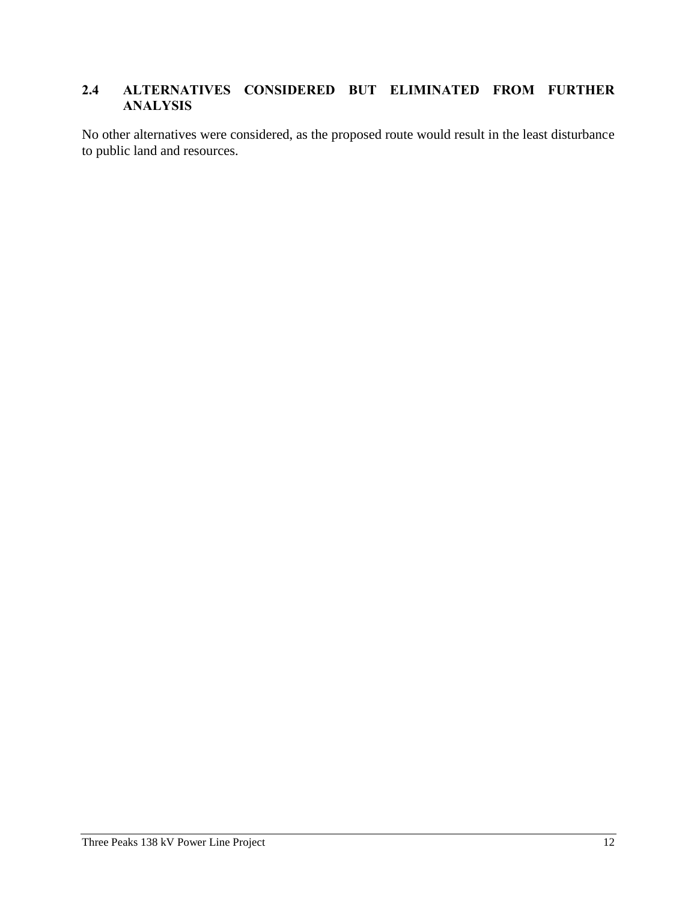## 2.4 ALTERNATIVES CONSIDERED BUT ELIMINATED FROM FURTHER ANALYSIS

No other alternatives were considered, as the proposed route would result in the least disturbance to public land and resources.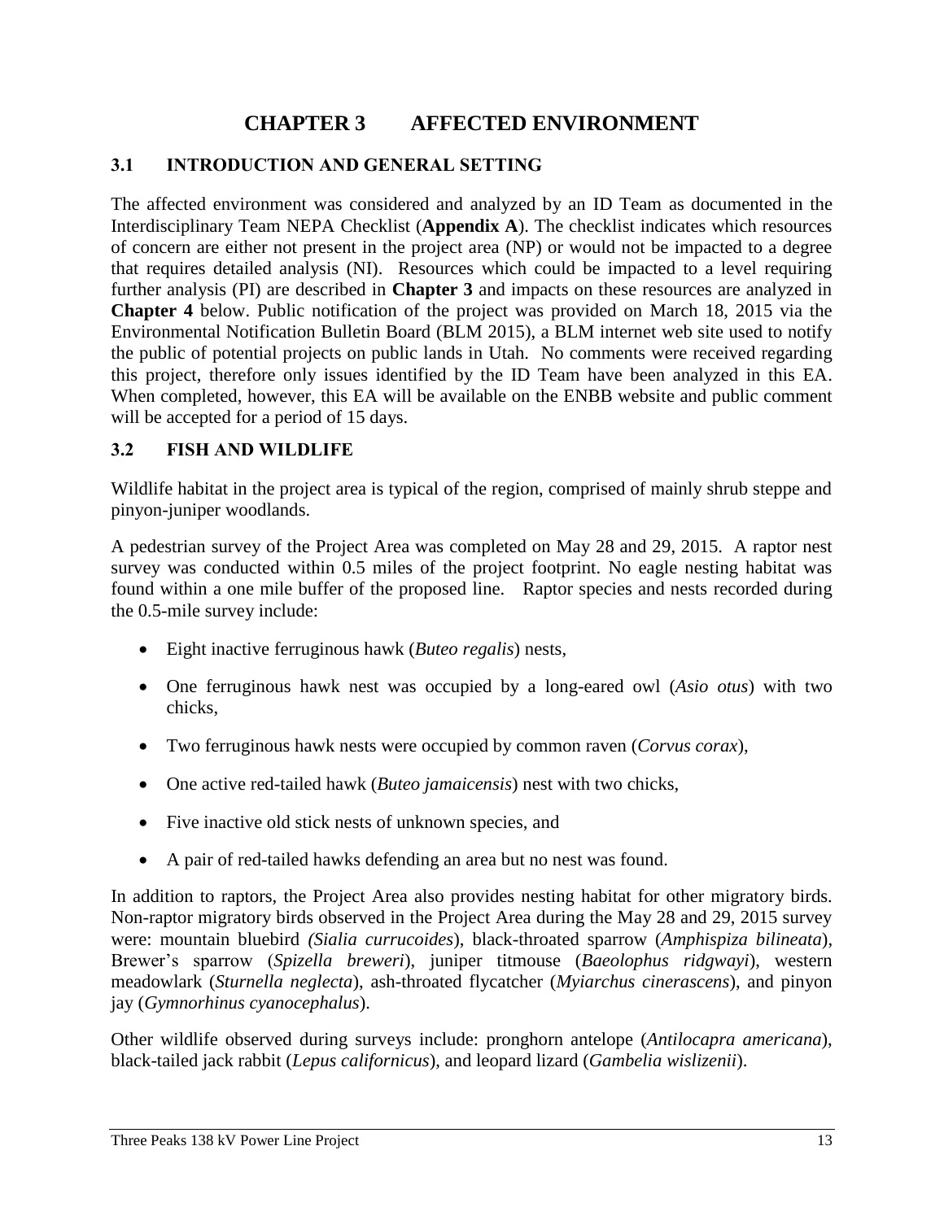# CHAPTER 3 AFFECTED ENVIRONMENT

## 3.1 INTRODUCTION AND GENERAL SETTING

The affected environment was considered and analyzed by an ID Team as documented in the Interdisciplinary Team NEPA Checklist (**Appendix A**). The checklist indicates which resources of concern are either not present in the project area (NP) or would not be impacted to a degree that requires detailed analysis (NI). Resources which could be impacted to a level requiring further analysis (PI) are described in **Chapter 3** and impacts on these resources are analyzed in **Chapter 4** below. Public notification of the project was provided on March 18, 2015 via the Environmental Notification Bulletin Board (BLM 2015), a BLM internet web site used to notify the public of potential projects on public lands in Utah. No comments were received regarding this project, therefore only issues identified by the ID Team have been analyzed in this EA. When completed, however, this EA will be available on the ENBB website and public comment will be accepted for a period of 15 days.

## 3.2 FISH AND WILDLIFE

Wildlife habitat in the project area is typical of the region, comprised of mainly shrub steppe and pinyon-juniper woodlands.

A pedestrian survey of the Project Area was completed on May 28 and 29, 2015. A raptor nest survey was conducted within 0.5 miles of the project footprint. No eagle nesting habitat was found within a one mile buffer of the proposed line. Raptor species and nests recorded during the 0.5-mile survey include:

- Eight inactive ferruginous hawk (*Buteo regalis*) nests,
- One ferruginous hawk nest was occupied by a long-eared owl (*Asio otus*) with two chicks,
- Two ferruginous hawk nests were occupied by common raven (*Corvus corax*),
- One active red-tailed hawk (*Buteo jamaicensis*) nest with two chicks,
- Five inactive old stick nests of unknown species, and
- A pair of red-tailed hawks defending an area but no nest was found.

In addition to raptors, the Project Area also provides nesting habitat for other migratory birds. Non-raptor migratory birds observed in the Project Area during the May 28 and 29, 2015 survey were: mountain bluebird *(Sialia currucoides*), black-throated sparrow (*Amphispiza bilineata*), Brewer's sparrow (*Spizella breweri*), juniper titmouse (*Baeolophus ridgwayi*), western meadowlark (*Sturnella neglecta*), ash-throated flycatcher (*Myiarchus cinerascens*), and pinyon jay (*Gymnorhinus cyanocephalus*).

Other wildlife observed during surveys include: pronghorn antelope (*Antilocapra americana*), black-tailed jack rabbit (*Lepus californicus*), and leopard lizard (*Gambelia wislizenii*).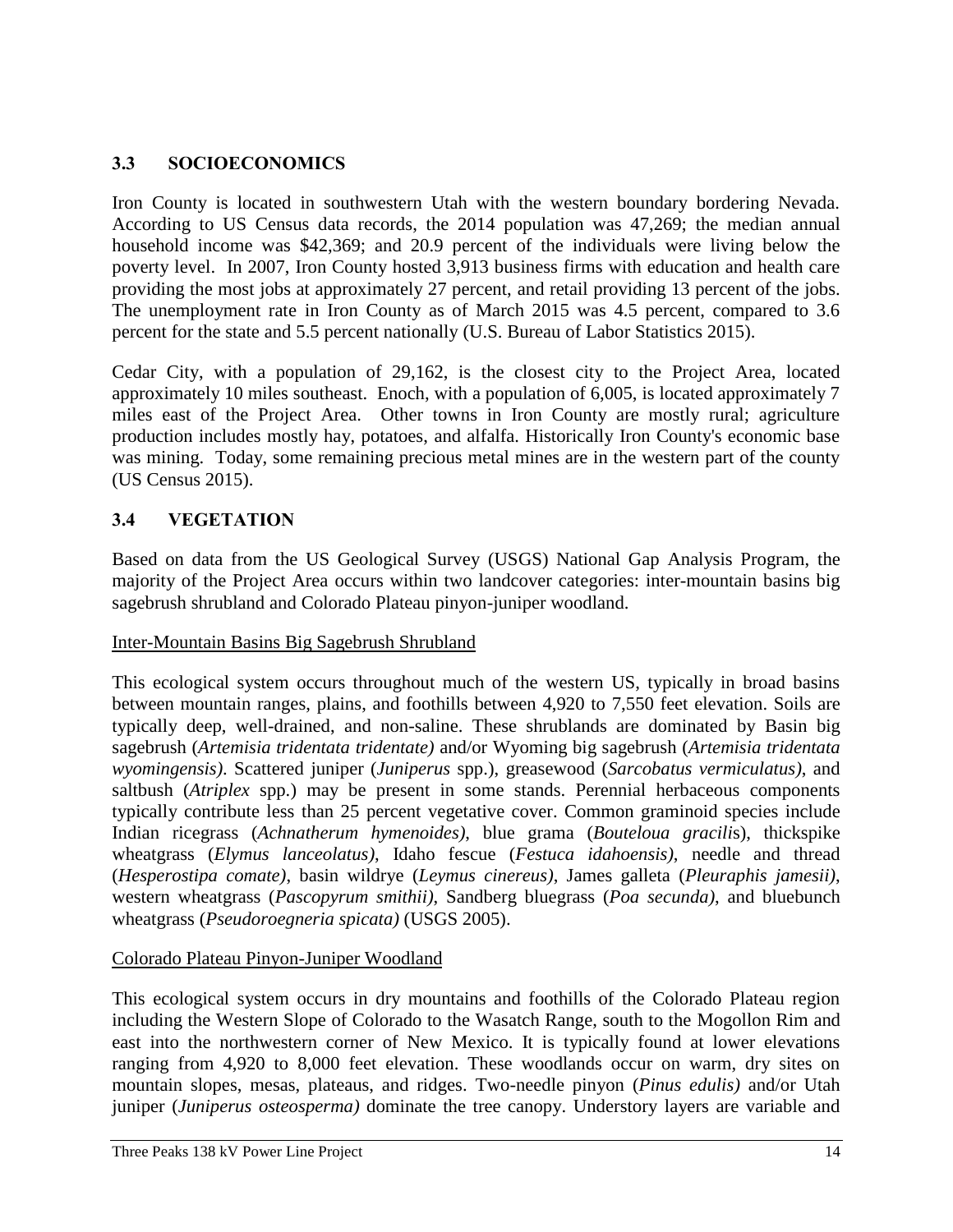## 3.3 SOCIOECONOMICS

Iron County is located in southwestern Utah with the western boundary bordering Nevada. According to US Census data records, the 2014 population was 47,269; the median annual household income was $42,369; and 20.9 percent of the individuals were living below the poverty level. In 2007, Iron County hosted 3,913 business firms with education and health care providing the most jobs at approximately 27 percent, and retail providing 13 percent of the jobs. The unemployment rate in Iron County as of March 2015 was 4.5 percent, compared to 3.6 percent for the state and 5.5 percent nationally (U.S. Bureau of Labor Statistics 2015).

Cedar City, with a population of 29,162, is the closest city to the Project Area, located approximately 10 miles southeast. Enoch, with a population of 6,005, is located approximately 7 miles east of the Project Area. Other towns in Iron County are mostly rural; agriculture production includes mostly hay, potatoes, and alfalfa. Historically Iron County's economic base was mining. Today, some remaining precious metal mines are in the western part of the county (US Census 2015).

## 3.4 VEGETATION

Based on data from the US Geological Survey (USGS) National Gap Analysis Program, the majority of the Project Area occurs within two landcover categories: inter-mountain basins big sagebrush shrubland and Colorado Plateau pinyon-juniper woodland.

Inter-Mountain Basins Big Sagebrush Shrubland

This ecological system occurs throughout much of the western US, typically in broad basins between mountain ranges, plains, and foothills between 4,920 to 7,550 feet elevation. Soils are typically deep, well-drained, and non-saline. These shrublands are dominated by Basin big sagebrush (*Artemisia tridentata tridentate)* and/or Wyoming big sagebrush (*Artemisia tridentata wyomingensis)*. Scattered juniper (*Juniperus* spp.), greasewood (*Sarcobatus vermiculatus)*, and saltbush (*Atriplex* spp.) may be present in some stands. Perennial herbaceous components typically contribute less than 25 percent vegetative cover. Common graminoid species include Indian ricegrass (*Achnatherum hymenoides)*, blue grama (*Bouteloua gracilis*), thickspike wheatgrass (*Elymus lanceolatus)*, Idaho fescue (*Festuca idahoensis)*, needle and thread (*Hesperostipa comate)*, basin wildrye (*Leymus cinereus)*, James galleta (*Pleuraphis jamesii)*, western wheatgrass (*Pascopyrum smithii)*, Sandberg bluegrass (*Poa secunda)*, and bluebunch wheatgrass (*Pseudoroegneria spicata)* (USGS 2005).

Colorado Plateau Pinyon-Juniper Woodland

This ecological system occurs in dry mountains and foothills of the Colorado Plateau region including the Western Slope of Colorado to the Wasatch Range, south to the Mogollon Rim and east into the northwestern corner of New Mexico. It is typically found at lower elevations ranging from 4,920 to 8,000 feet elevation. These woodlands occur on warm, dry sites on mountain slopes, mesas, plateaus, and ridges. Two-needle pinyon (*Pinus edulis)* and/or Utah juniper (*Juniperus osteosperma)* dominate the tree canopy. Understory layers are variable and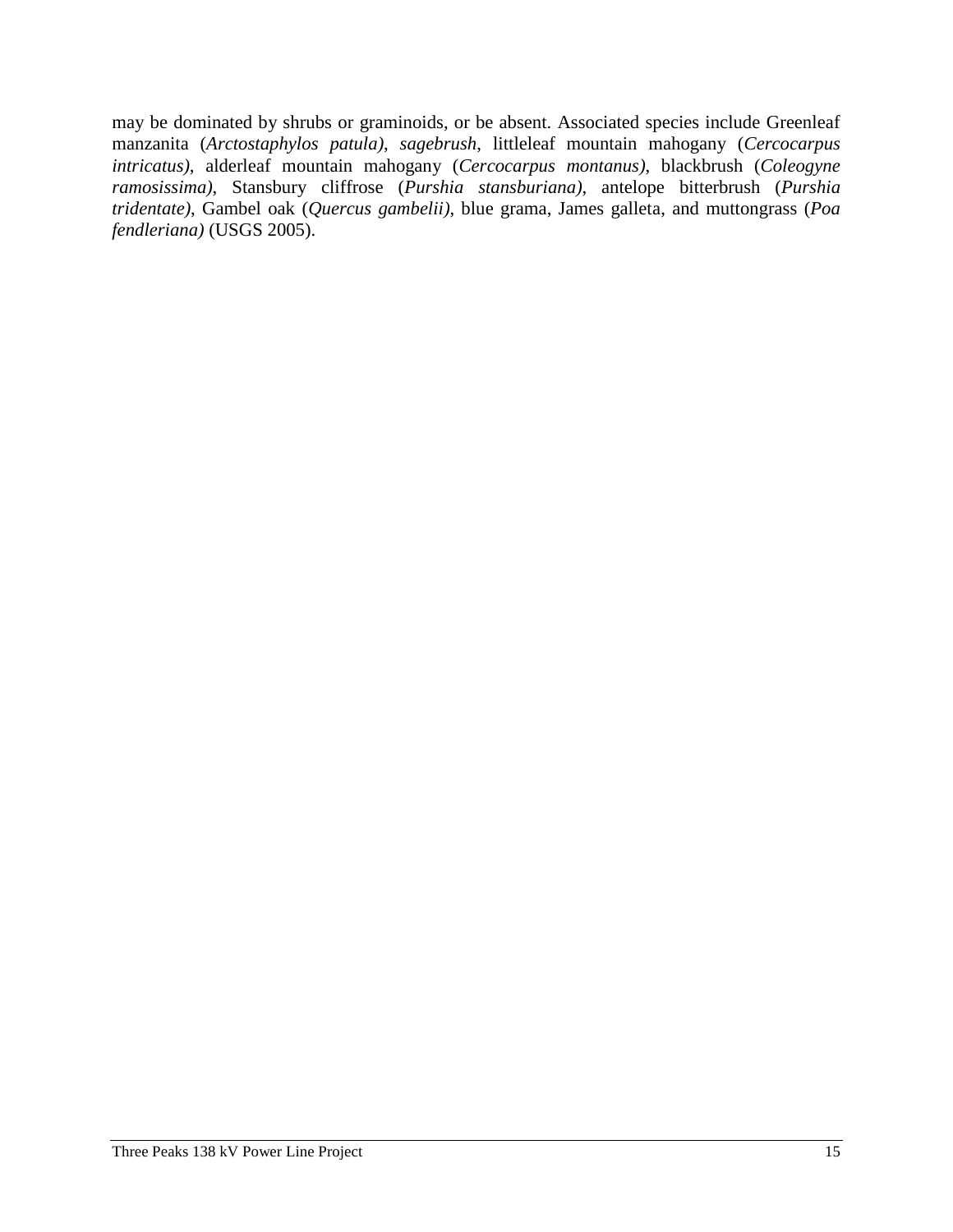may be dominated by shrubs or graminoids, or be absent. Associated species include Greenleaf manzanita (*Arctostaphylos patula)*, *sagebrush,* littleleaf mountain mahogany (*Cercocarpus intricatus)*, alderleaf mountain mahogany (*Cercocarpus montanus)*, blackbrush (*Coleogyne ramosissima)*, Stansbury cliffrose (*Purshia stansburiana)*, antelope bitterbrush (*Purshia tridentate)*, Gambel oak (*Quercus gambelii)*, blue grama, James galleta, and muttongrass (*Poa fendleriana)* (USGS 2005).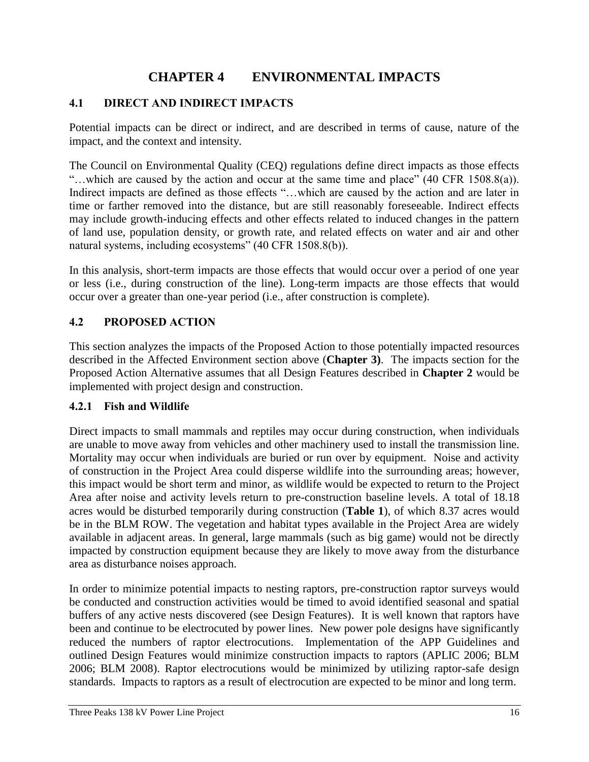# CHAPTER 4 ENVIRONMENTAL IMPACTS

## 4.1 DIRECT AND INDIRECT IMPACTS

Potential impacts can be direct or indirect, and are described in terms of cause, nature of the impact, and the context and intensity.

The Council on Environmental Quality (CEQ) regulations define direct impacts as those effects "…which are caused by the action and occur at the same time and place" (40 CFR 1508.8(a)). Indirect impacts are defined as those effects "…which are caused by the action and are later in time or farther removed into the distance, but are still reasonably foreseeable. Indirect effects may include growth-inducing effects and other effects related to induced changes in the pattern of land use, population density, or growth rate, and related effects on water and air and other natural systems, including ecosystems" (40 CFR 1508.8(b)).

In this analysis, short-term impacts are those effects that would occur over a period of one year or less (i.e., during construction of the line). Long-term impacts are those effects that would occur over a greater than one-year period (i.e., after construction is complete).

## 4.2 PROPOSED ACTION

This section analyzes the impacts of the Proposed Action to those potentially impacted resources described in the Affected Environment section above (**Chapter 3)**. The impacts section for the Proposed Action Alternative assumes that all Design Features described in **Chapter 2** would be implemented with project design and construction.

### 4.2.1 Fish and Wildlife

Direct impacts to small mammals and reptiles may occur during construction, when individuals are unable to move away from vehicles and other machinery used to install the transmission line. Mortality may occur when individuals are buried or run over by equipment. Noise and activity of construction in the Project Area could disperse wildlife into the surrounding areas; however, this impact would be short term and minor, as wildlife would be expected to return to the Project Area after noise and activity levels return to pre-construction baseline levels. A total of 18.18 acres would be disturbed temporarily during construction (**Table 1**), of which 8.37 acres would be in the BLM ROW. The vegetation and habitat types available in the Project Area are widely available in adjacent areas. In general, large mammals (such as big game) would not be directly impacted by construction equipment because they are likely to move away from the disturbance area as disturbance noises approach.

In order to minimize potential impacts to nesting raptors, pre-construction raptor surveys would be conducted and construction activities would be timed to avoid identified seasonal and spatial buffers of any active nests discovered (see Design Features). It is well known that raptors have been and continue to be electrocuted by power lines. New power pole designs have significantly reduced the numbers of raptor electrocutions. Implementation of the APP Guidelines and outlined Design Features would minimize construction impacts to raptors (APLIC 2006; BLM 2006; BLM 2008). Raptor electrocutions would be minimized by utilizing raptor-safe design standards. Impacts to raptors as a result of electrocution are expected to be minor and long term.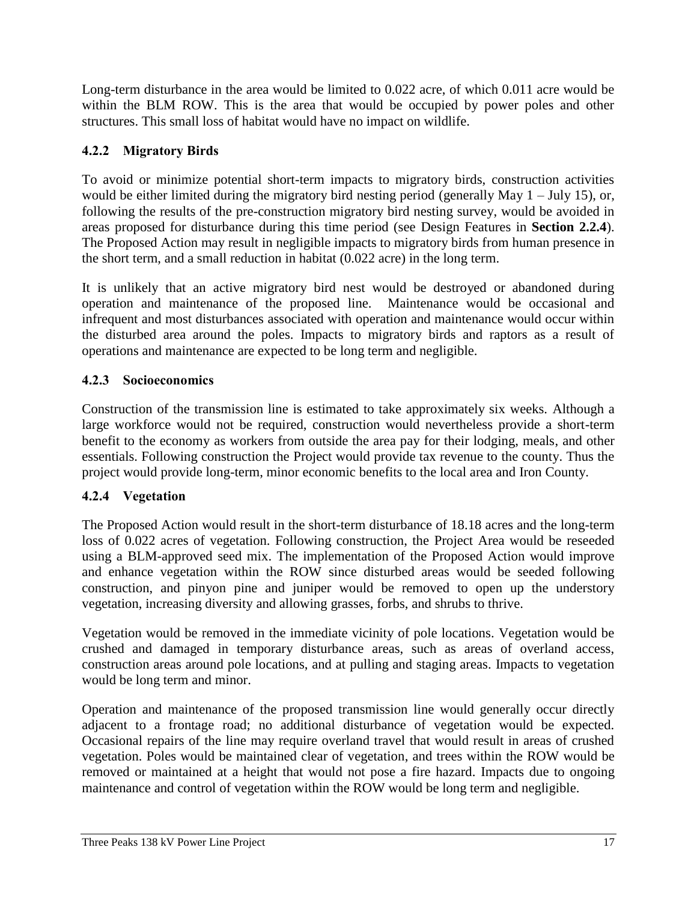Long-term disturbance in the area would be limited to 0.022 acre, of which 0.011 acre would be within the BLM ROW. This is the area that would be occupied by power poles and other structures. This small loss of habitat would have no impact on wildlife.

### 4.2.2 Migratory Birds

To avoid or minimize potential short-term impacts to migratory birds, construction activities would be either limited during the migratory bird nesting period (generally May 1 – July 15), or, following the results of the pre-construction migratory bird nesting survey, would be avoided in areas proposed for disturbance during this time period (see Design Features in **Section 2.2.4**). The Proposed Action may result in negligible impacts to migratory birds from human presence in the short term, and a small reduction in habitat (0.022 acre) in the long term.

It is unlikely that an active migratory bird nest would be destroyed or abandoned during operation and maintenance of the proposed line. Maintenance would be occasional and infrequent and most disturbances associated with operation and maintenance would occur within the disturbed area around the poles. Impacts to migratory birds and raptors as a result of operations and maintenance are expected to be long term and negligible.

### 4.2.3 Socioeconomics

Construction of the transmission line is estimated to take approximately six weeks. Although a large workforce would not be required, construction would nevertheless provide a short-term benefit to the economy as workers from outside the area pay for their lodging, meals, and other essentials. Following construction the Project would provide tax revenue to the county. Thus the project would provide long-term, minor economic benefits to the local area and Iron County.

### 4.2.4 Vegetation

The Proposed Action would result in the short-term disturbance of 18.18 acres and the long-term loss of 0.022 acres of vegetation. Following construction, the Project Area would be reseeded using a BLM-approved seed mix. The implementation of the Proposed Action would improve and enhance vegetation within the ROW since disturbed areas would be seeded following construction, and pinyon pine and juniper would be removed to open up the understory vegetation, increasing diversity and allowing grasses, forbs, and shrubs to thrive.

Vegetation would be removed in the immediate vicinity of pole locations. Vegetation would be crushed and damaged in temporary disturbance areas, such as areas of overland access, construction areas around pole locations, and at pulling and staging areas. Impacts to vegetation would be long term and minor.

Operation and maintenance of the proposed transmission line would generally occur directly adjacent to a frontage road; no additional disturbance of vegetation would be expected. Occasional repairs of the line may require overland travel that would result in areas of crushed vegetation. Poles would be maintained clear of vegetation, and trees within the ROW would be removed or maintained at a height that would not pose a fire hazard. Impacts due to ongoing maintenance and control of vegetation within the ROW would be long term and negligible.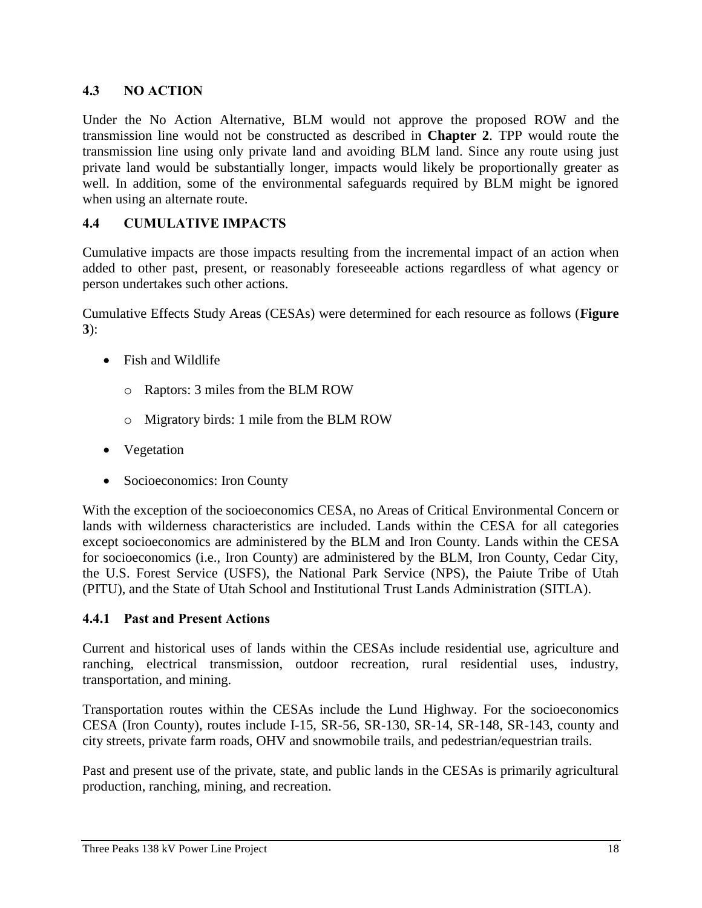## 4.3 NO ACTION

Under the No Action Alternative, BLM would not approve the proposed ROW and the transmission line would not be constructed as described in **Chapter 2**. TPP would route the transmission line using only private land and avoiding BLM land. Since any route using just private land would be substantially longer, impacts would likely be proportionally greater as well. In addition, some of the environmental safeguards required by BLM might be ignored when using an alternate route.

## 4.4 CUMULATIVE IMPACTS

Cumulative impacts are those impacts resulting from the incremental impact of an action when added to other past, present, or reasonably foreseeable actions regardless of what agency or person undertakes such other actions.

Cumulative Effects Study Areas (CESAs) were determined for each resource as follows (**Figure 3**):

- Fish and Wildlife
  - Raptors: 3 miles from the BLM ROW
  - Migratory birds: 1 mile from the BLM ROW
- Vegetation
- Socioeconomics: Iron County

With the exception of the socioeconomics CESA, no Areas of Critical Environmental Concern or lands with wilderness characteristics are included. Lands within the CESA for all categories except socioeconomics are administered by the BLM and Iron County. Lands within the CESA for socioeconomics (i.e., Iron County) are administered by the BLM, Iron County, Cedar City, the U.S. Forest Service (USFS), the National Park Service (NPS), the Paiute Tribe of Utah (PITU), and the State of Utah School and Institutional Trust Lands Administration (SITLA).

### 4.4.1 Past and Present Actions

Current and historical uses of lands within the CESAs include residential use, agriculture and ranching, electrical transmission, outdoor recreation, rural residential uses, industry, transportation, and mining.

Transportation routes within the CESAs include the Lund Highway. For the socioeconomics CESA (Iron County), routes include I-15, SR-56, SR-130, SR-14, SR-148, SR-143, county and city streets, private farm roads, OHV and snowmobile trails, and pedestrian/equestrian trails.

Past and present use of the private, state, and public lands in the CESAs is primarily agricultural production, ranching, mining, and recreation.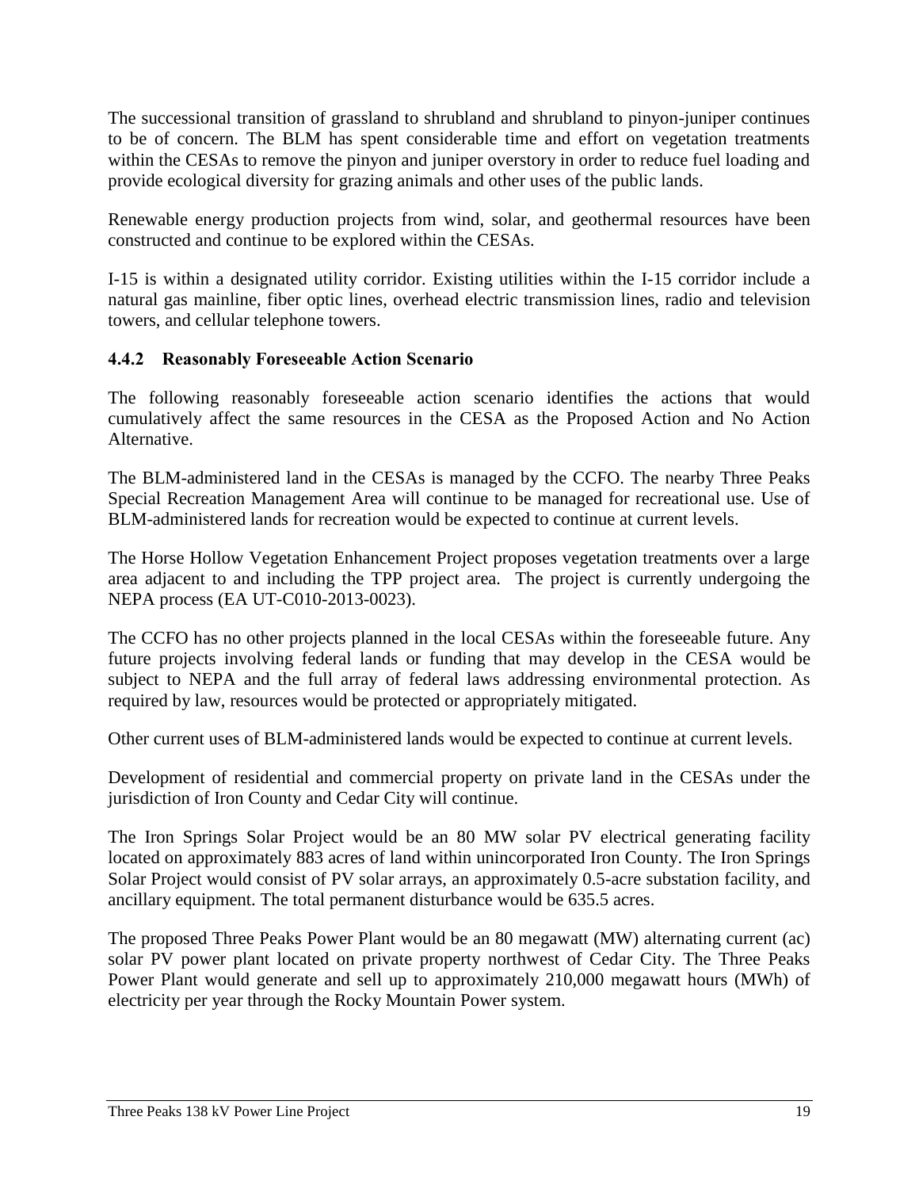The successional transition of grassland to shrubland and shrubland to pinyon-juniper continues to be of concern. The BLM has spent considerable time and effort on vegetation treatments within the CESAs to remove the pinyon and juniper overstory in order to reduce fuel loading and provide ecological diversity for grazing animals and other uses of the public lands.

Renewable energy production projects from wind, solar, and geothermal resources have been constructed and continue to be explored within the CESAs.

I-15 is within a designated utility corridor. Existing utilities within the I-15 corridor include a natural gas mainline, fiber optic lines, overhead electric transmission lines, radio and television towers, and cellular telephone towers.

### 4.4.2 Reasonably Foreseeable Action Scenario

The following reasonably foreseeable action scenario identifies the actions that would cumulatively affect the same resources in the CESA as the Proposed Action and No Action Alternative.

The BLM-administered land in the CESAs is managed by the CCFO. The nearby Three Peaks Special Recreation Management Area will continue to be managed for recreational use. Use of BLM-administered lands for recreation would be expected to continue at current levels.

The Horse Hollow Vegetation Enhancement Project proposes vegetation treatments over a large area adjacent to and including the TPP project area. The project is currently undergoing the NEPA process (EA UT-C010-2013-0023).

The CCFO has no other projects planned in the local CESAs within the foreseeable future. Any future projects involving federal lands or funding that may develop in the CESA would be subject to NEPA and the full array of federal laws addressing environmental protection. As required by law, resources would be protected or appropriately mitigated.

Other current uses of BLM-administered lands would be expected to continue at current levels.

Development of residential and commercial property on private land in the CESAs under the jurisdiction of Iron County and Cedar City will continue.

The Iron Springs Solar Project would be an 80 MW solar PV electrical generating facility located on approximately 883 acres of land within unincorporated Iron County. The Iron Springs Solar Project would consist of PV solar arrays, an approximately 0.5-acre substation facility, and ancillary equipment. The total permanent disturbance would be 635.5 acres.

The proposed Three Peaks Power Plant would be an 80 megawatt (MW) alternating current (ac) solar PV power plant located on private property northwest of Cedar City. The Three Peaks Power Plant would generate and sell up to approximately 210,000 megawatt hours (MWh) of electricity per year through the Rocky Mountain Power system.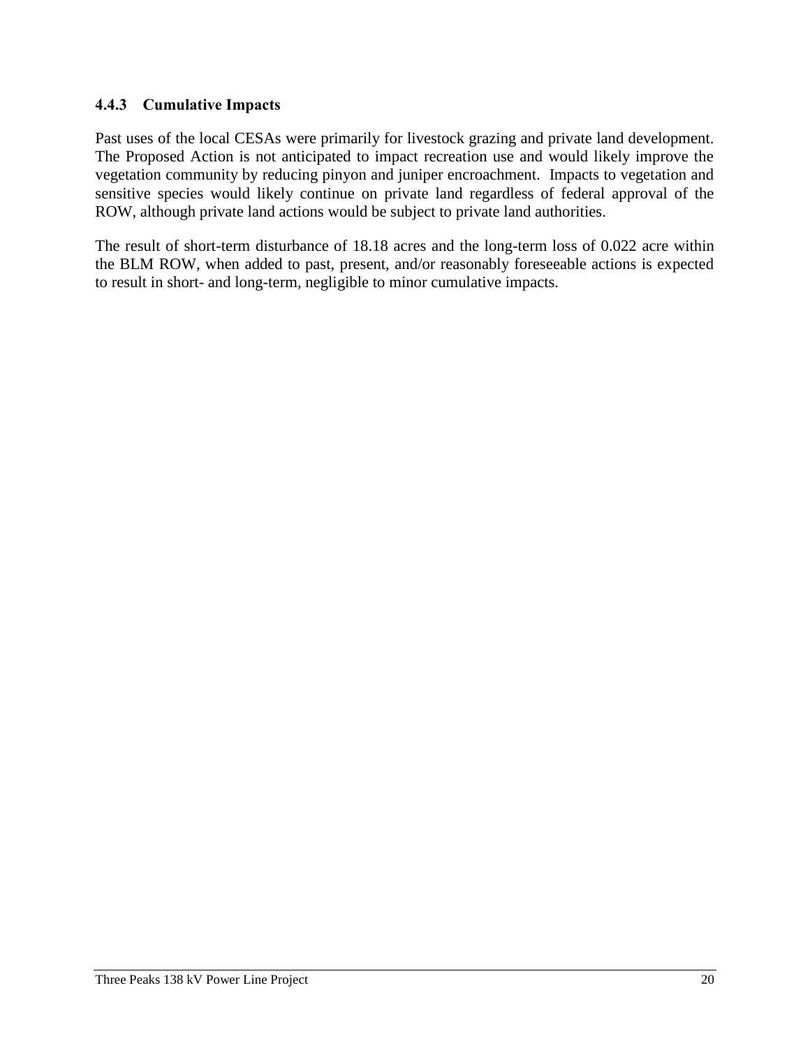### 4.4.3 Cumulative Impacts

Past uses of the local CESAs were primarily for livestock grazing and private land development. The Proposed Action is not anticipated to impact recreation use and would likely improve the vegetation community by reducing pinyon and juniper encroachment. Impacts to vegetation and sensitive species would likely continue on private land regardless of federal approval of the ROW, although private land actions would be subject to private land authorities.

The result of short-term disturbance of 18.18 acres and the long-term loss of 0.022 acre within the BLM ROW, when added to past, present, and/or reasonably foreseeable actions is expected to result in short- and long-term, negligible to minor cumulative impacts.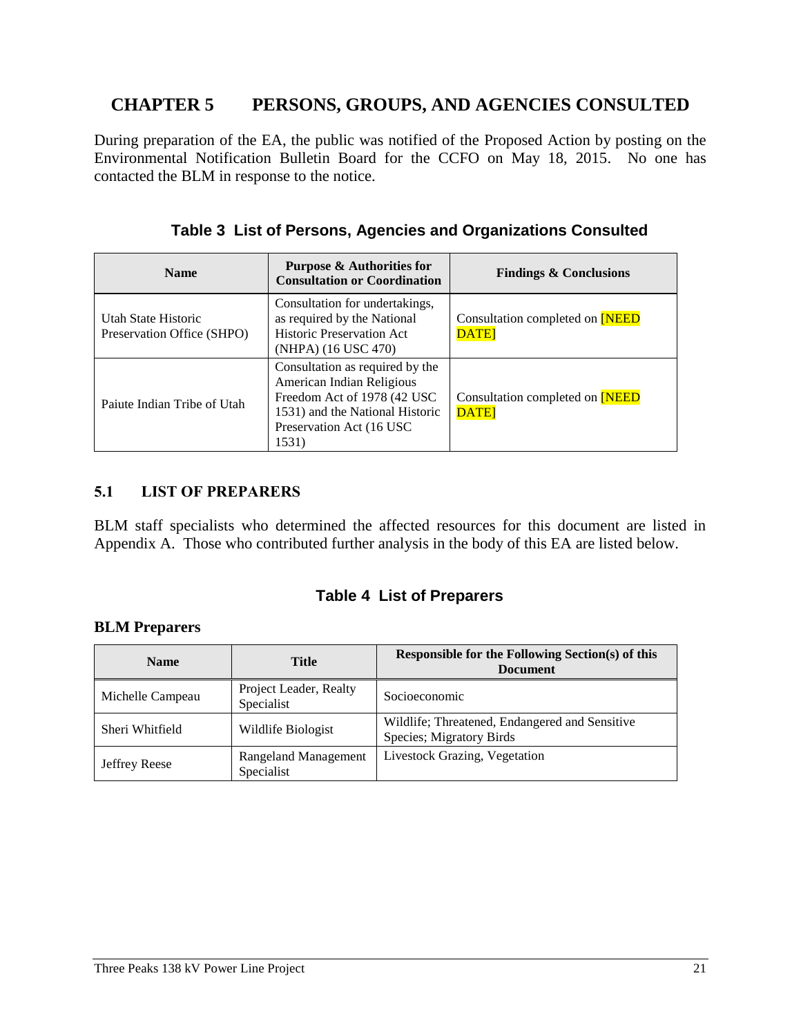# CHAPTER 5 PERSONS, GROUPS, AND AGENCIES CONSULTED

During preparation of the EA, the public was notified of the Proposed Action by posting on the Environmental Notification Bulletin Board for the CCFO on May 18, 2015. No one has contacted the BLM in response to the notice.

**Table 3 List of Persons, Agencies and Organizations Consulted**

| Name | Purpose & Authorities for Consultation or Coordination | Findings & Conclusions |
|---|---|---|
| Utah State Historic Preservation Office (SHPO) | Consultation for undertakings, as required by the National Historic Preservation Act (NHPA) (16 USC 470) | Consultation completed on [NEED DATE] |
| Paiute Indian Tribe of Utah | Consultation as required by the American Indian Religious Freedom Act of 1978 (42 USC 1531) and the National Historic Preservation Act (16 USC 1531) | Consultation completed on [NEED DATE] |

## 5.1 LIST OF PREPARERS

BLM staff specialists who determined the affected resources for this document are listed in Appendix A. Those who contributed further analysis in the body of this EA are listed below.

**Table 4 List of Preparers**

**BLM Preparers**

| Name | Title | Responsible for the Following Section(s) of this Document |
|---|---|---|
| Michelle Campeau | Project Leader, Realty Specialist | Socioeconomic |
| Sheri Whitfield | Wildlife Biologist | Wildlife; Threatened, Endangered and Sensitive Species; Migratory Birds |
| Jeffrey Reese | Rangeland Management Specialist | Livestock Grazing, Vegetation |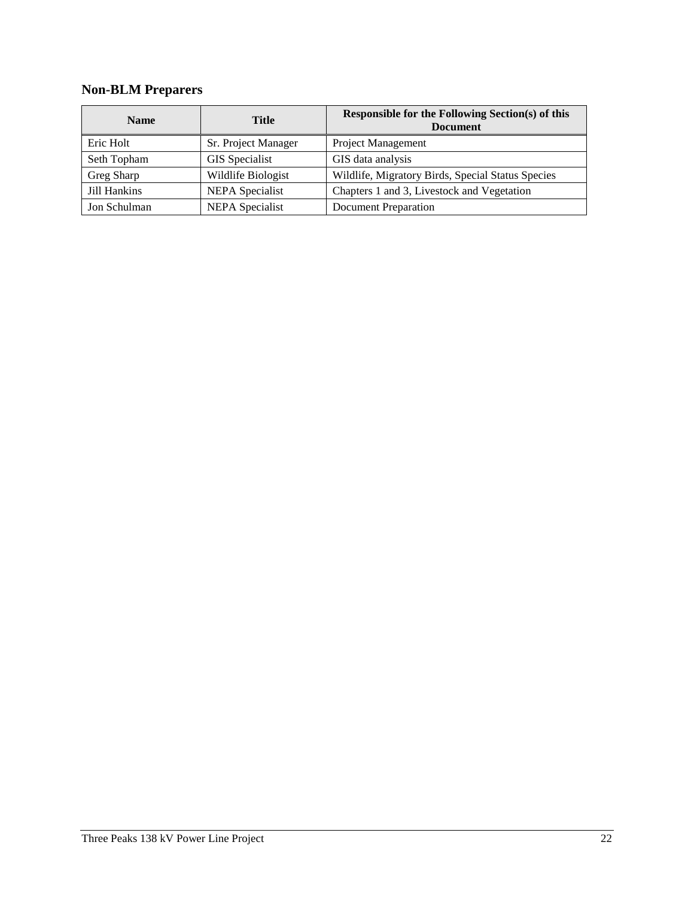## Non-BLM Preparers

| Name | Title | Responsible for the Following Section(s) of this Document |
|---|---|---|
| Eric Holt | Sr. Project Manager | Project Management |
| Seth Topham | GIS Specialist | GIS data analysis |
| Greg Sharp | Wildlife Biologist | Wildlife, Migratory Birds, Special Status Species |
| Jill Hankins | NEPA Specialist | Chapters 1 and 3, Livestock and Vegetation |
| Jon Schulman | NEPA Specialist | Document Preparation |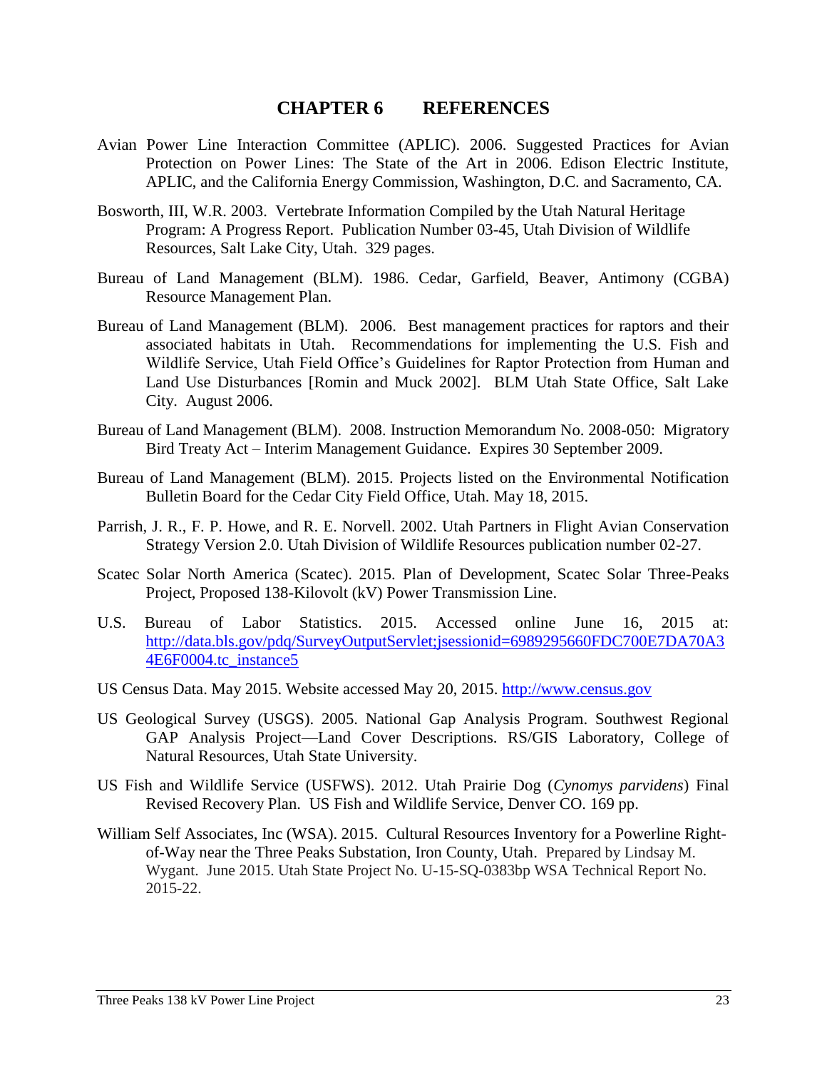# CHAPTER 6 REFERENCES

Avian Power Line Interaction Committee (APLIC). 2006. Suggested Practices for Avian Protection on Power Lines: The State of the Art in 2006. Edison Electric Institute, APLIC, and the California Energy Commission, Washington, D.C. and Sacramento, CA.

Bosworth, III, W.R. 2003. Vertebrate Information Compiled by the Utah Natural Heritage Program: A Progress Report. Publication Number 03-45, Utah Division of Wildlife Resources, Salt Lake City, Utah. 329 pages.

Bureau of Land Management (BLM). 1986. Cedar, Garfield, Beaver, Antimony (CGBA) Resource Management Plan.

Bureau of Land Management (BLM). 2006. Best management practices for raptors and their associated habitats in Utah. Recommendations for implementing the U.S. Fish and Wildlife Service, Utah Field Office's Guidelines for Raptor Protection from Human and Land Use Disturbances [Romin and Muck 2002]. BLM Utah State Office, Salt Lake City. August 2006.

Bureau of Land Management (BLM). 2008. Instruction Memorandum No. 2008-050: Migratory Bird Treaty Act – Interim Management Guidance. Expires 30 September 2009.

Bureau of Land Management (BLM). 2015. Projects listed on the Environmental Notification Bulletin Board for the Cedar City Field Office, Utah. May 18, 2015.

Parrish, J. R., F. P. Howe, and R. E. Norvell. 2002. Utah Partners in Flight Avian Conservation Strategy Version 2.0. Utah Division of Wildlife Resources publication number 02-27.

Scatec Solar North America (Scatec). 2015. Plan of Development, Scatec Solar Three-Peaks Project, Proposed 138-Kilovolt (kV) Power Transmission Line.

U.S. Bureau of Labor Statistics. 2015. Accessed online June 16, 2015 at: http://data.bls.gov/pdq/SurveyOutputServlet;jsessionid=6989295660FDC700E7DA70A34E6F0004.tc_instance5

US Census Data. May 2015. Website accessed May 20, 2015. http://www.census.gov

US Geological Survey (USGS). 2005. National Gap Analysis Program. Southwest Regional GAP Analysis Project—Land Cover Descriptions. RS/GIS Laboratory, College of Natural Resources, Utah State University.

US Fish and Wildlife Service (USFWS). 2012. Utah Prairie Dog (*Cynomys parvidens*) Final Revised Recovery Plan. US Fish and Wildlife Service, Denver CO. 169 pp.

William Self Associates, Inc (WSA). 2015. Cultural Resources Inventory for a Powerline Right-of-Way near the Three Peaks Substation, Iron County, Utah. Prepared by Lindsay M. Wygant. June 2015. Utah State Project No. U-15-SQ-0383bp WSA Technical Report No. 2015-22.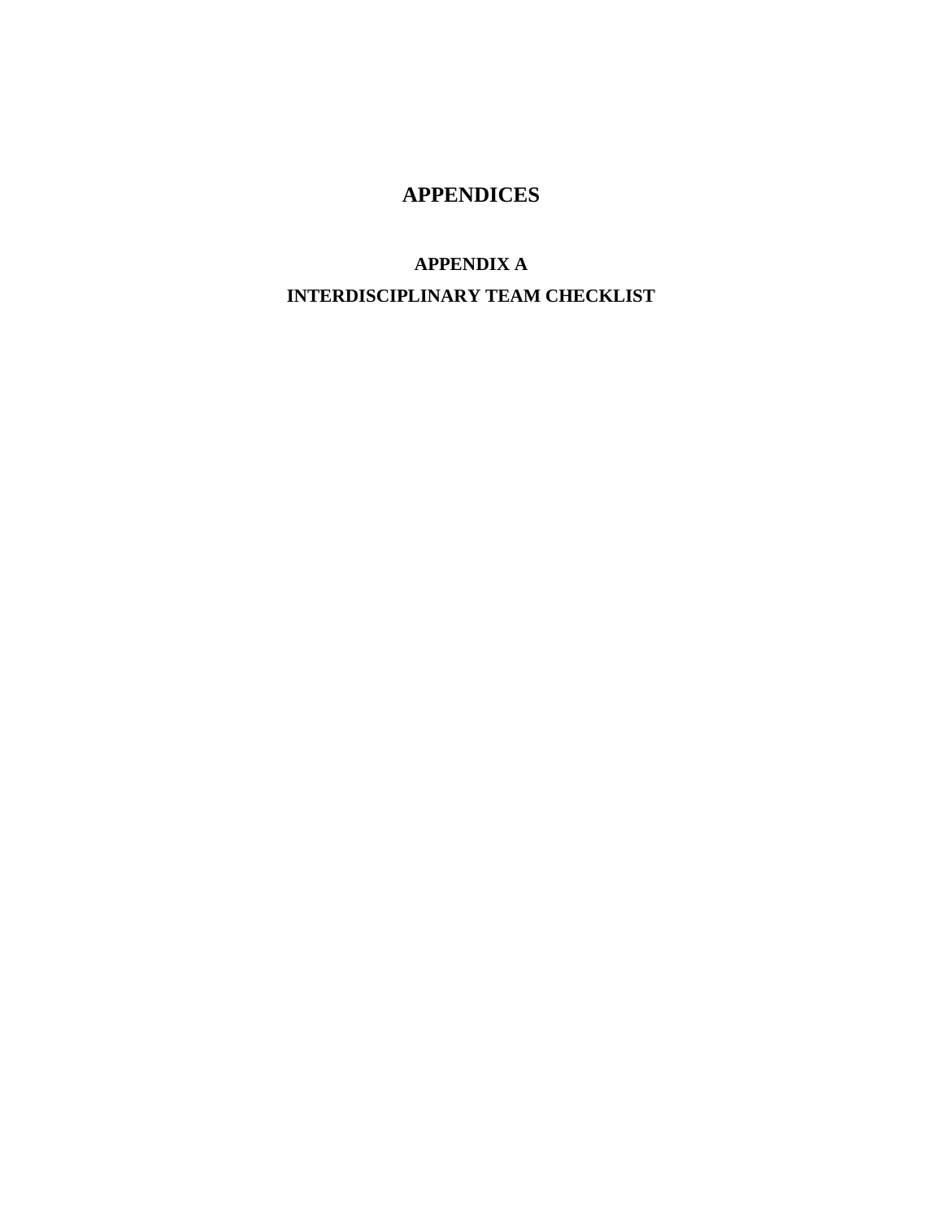# APPENDICES

## APPENDIX A

## INTERDISCIPLINARY TEAM CHECKLIST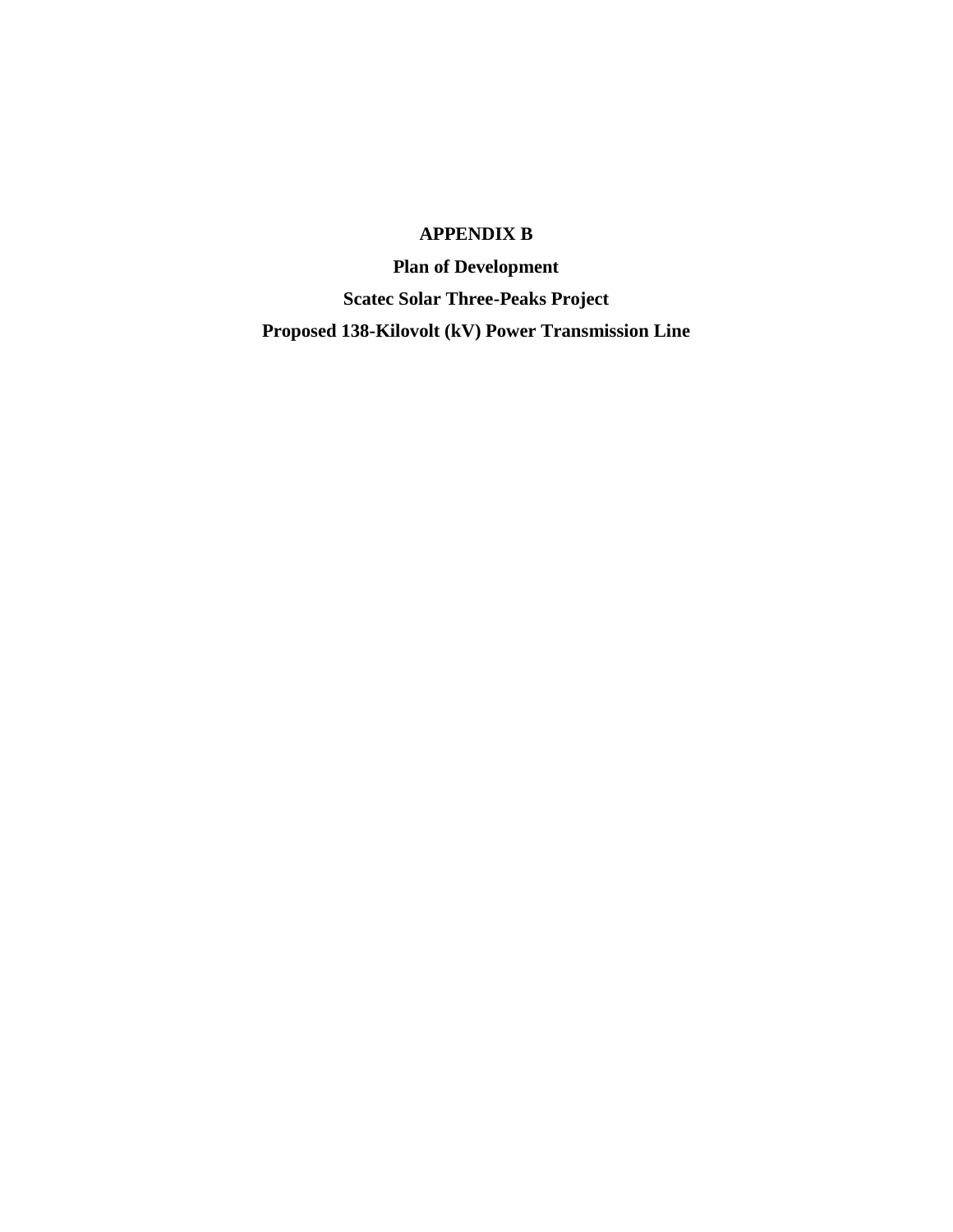# APPENDIX B

## Plan of Development

## Scatec Solar Three-Peaks Project

## Proposed 138-Kilovolt (kV) Power Transmission Line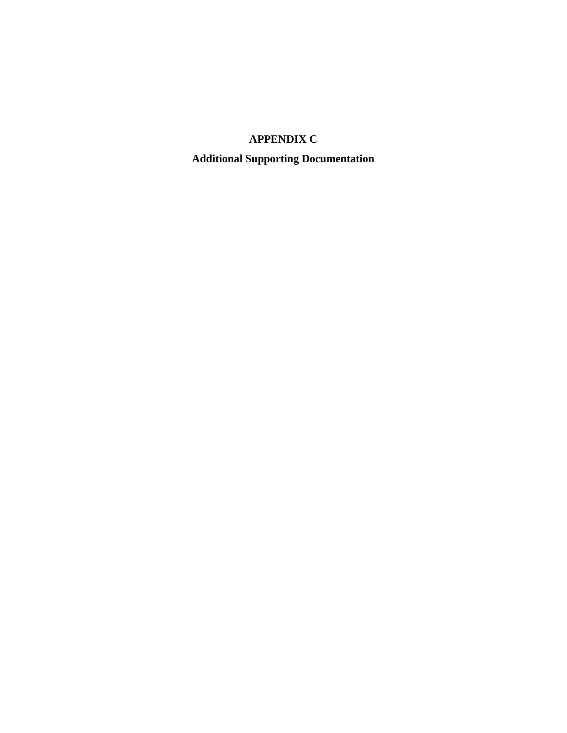# APPENDIX C

## Additional Supporting Documentation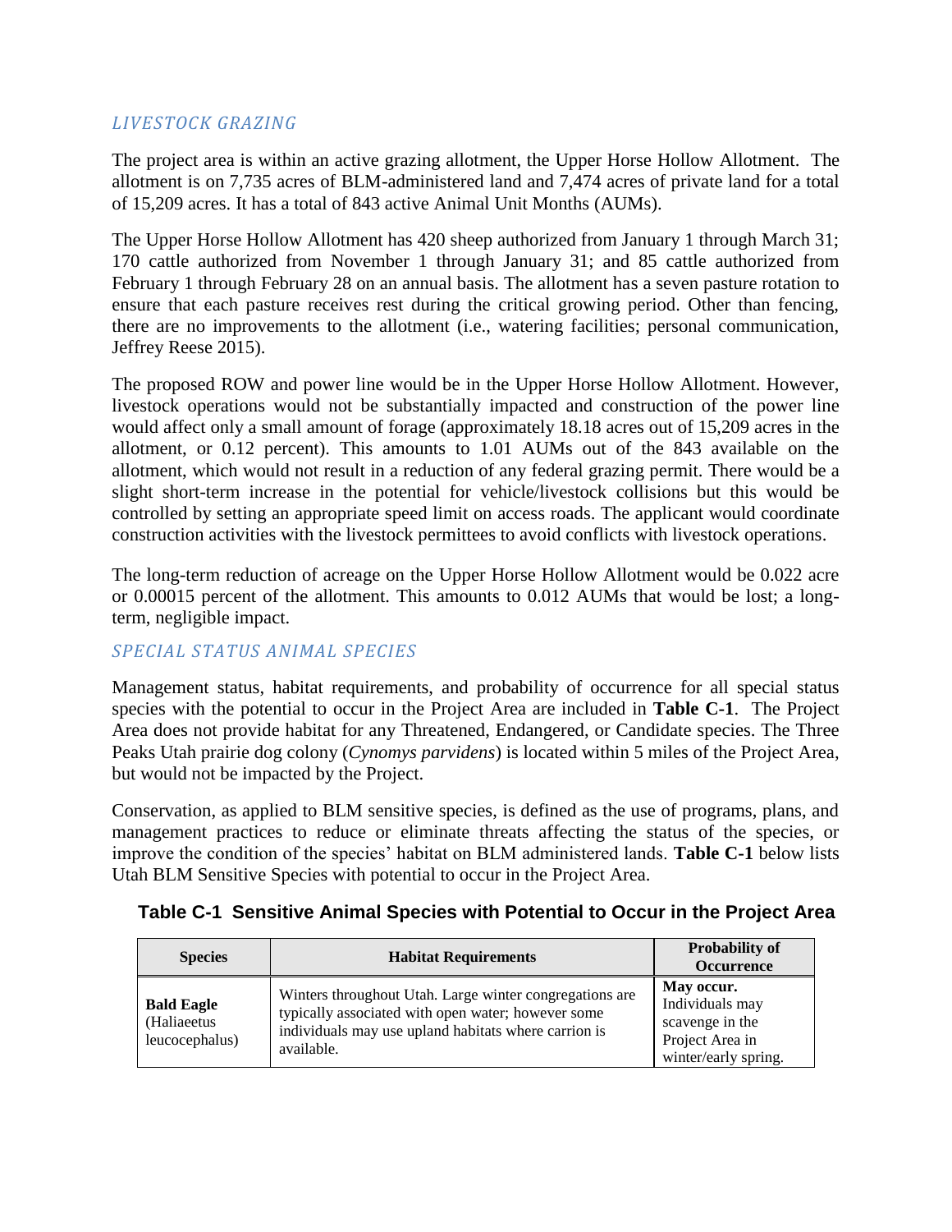### *LIVESTOCK GRAZING*

The project area is within an active grazing allotment, the Upper Horse Hollow Allotment. The allotment is on 7,735 acres of BLM-administered land and 7,474 acres of private land for a total of 15,209 acres. It has a total of 843 active Animal Unit Months (AUMs).

The Upper Horse Hollow Allotment has 420 sheep authorized from January 1 through March 31; 170 cattle authorized from November 1 through January 31; and 85 cattle authorized from February 1 through February 28 on an annual basis. The allotment has a seven pasture rotation to ensure that each pasture receives rest during the critical growing period. Other than fencing, there are no improvements to the allotment (i.e., watering facilities; personal communication, Jeffrey Reese 2015).

The proposed ROW and power line would be in the Upper Horse Hollow Allotment. However, livestock operations would not be substantially impacted and construction of the power line would affect only a small amount of forage (approximately 18.18 acres out of 15,209 acres in the allotment, or 0.12 percent). This amounts to 1.01 AUMs out of the 843 available on the allotment, which would not result in a reduction of any federal grazing permit. There would be a slight short-term increase in the potential for vehicle/livestock collisions but this would be controlled by setting an appropriate speed limit on access roads. The applicant would coordinate construction activities with the livestock permittees to avoid conflicts with livestock operations.

The long-term reduction of acreage on the Upper Horse Hollow Allotment would be 0.022 acre or 0.00015 percent of the allotment. This amounts to 0.012 AUMs that would be lost; a long-term, negligible impact.

### *SPECIAL STATUS ANIMAL SPECIES*

Management status, habitat requirements, and probability of occurrence for all special status species with the potential to occur in the Project Area are included in **Table C-1**. The Project Area does not provide habitat for any Threatened, Endangered, or Candidate species. The Three Peaks Utah prairie dog colony (*Cynomys parvidens*) is located within 5 miles of the Project Area, but would not be impacted by the Project.

Conservation, as applied to BLM sensitive species, is defined as the use of programs, plans, and management practices to reduce or eliminate threats affecting the status of the species, or improve the condition of the species' habitat on BLM administered lands. **Table C-1** below lists Utah BLM Sensitive Species with potential to occur in the Project Area.

**Table C-1 Sensitive Animal Species with Potential to Occur in the Project Area**

| Species | Habitat Requirements | Probability of Occurrence |
|---|---|---|
| **Bald Eagle** (Haliaeetus leucocephalus) | Winters throughout Utah. Large winter congregations are typically associated with open water; however some individuals may use upland habitats where carrion is available. | **May occur.** Individuals may scavenge in the Project Area in winter/early spring. |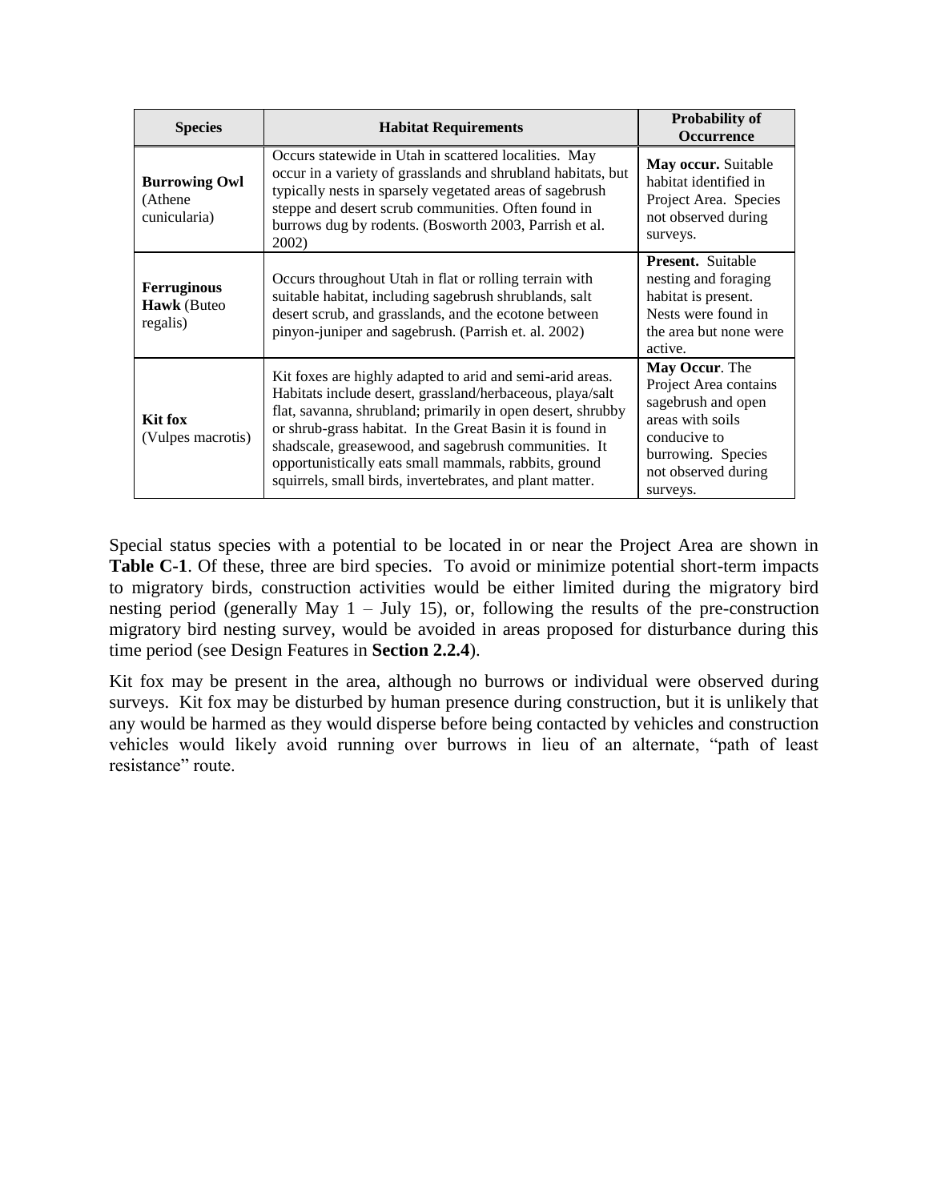| Species | Habitat Requirements | Probability of Occurrence |
|---|---|---|
| **Burrowing Owl** (Athene cunicularia) | Occurs statewide in Utah in scattered localities. May occur in a variety of grasslands and shrubland habitats, but typically nests in sparsely vegetated areas of sagebrush steppe and desert scrub communities. Often found in burrows dug by rodents. (Bosworth 2003, Parrish et al. 2002) | **May occur.** Suitable habitat identified in Project Area. Species not observed during surveys. |
| **Ferruginous Hawk** (Buteo regalis) | Occurs throughout Utah in flat or rolling terrain with suitable habitat, including sagebrush shrublands, salt desert scrub, and grasslands, and the ecotone between pinyon-juniper and sagebrush. (Parrish et. al. 2002) | **Present.** Suitable nesting and foraging habitat is present. Nests were found in the area but none were active. |
| **Kit fox** (Vulpes macrotis) | Kit foxes are highly adapted to arid and semi-arid areas. Habitats include desert, grassland/herbaceous, playa/salt flat, savanna, shrubland; primarily in open desert, shrubby or shrub-grass habitat. In the Great Basin it is found in shadscale, greasewood, and sagebrush communities. It opportunistically eats small mammals, rabbits, ground squirrels, small birds, invertebrates, and plant matter. | **May Occur**. The Project Area contains sagebrush and open areas with soils conducive to burrowing. Species not observed during surveys. |

Special status species with a potential to be located in or near the Project Area are shown in **Table C-1**. Of these, three are bird species. To avoid or minimize potential short-term impacts to migratory birds, construction activities would be either limited during the migratory bird nesting period (generally May 1 – July 15), or, following the results of the pre-construction migratory bird nesting survey, would be avoided in areas proposed for disturbance during this time period (see Design Features in **Section 2.2.4**).

Kit fox may be present in the area, although no burrows or individual were observed during surveys. Kit fox may be disturbed by human presence during construction, but it is unlikely that any would be harmed as they would disperse before being contacted by vehicles and construction vehicles would likely avoid running over burrows in lieu of an alternate, "path of least resistance" route.